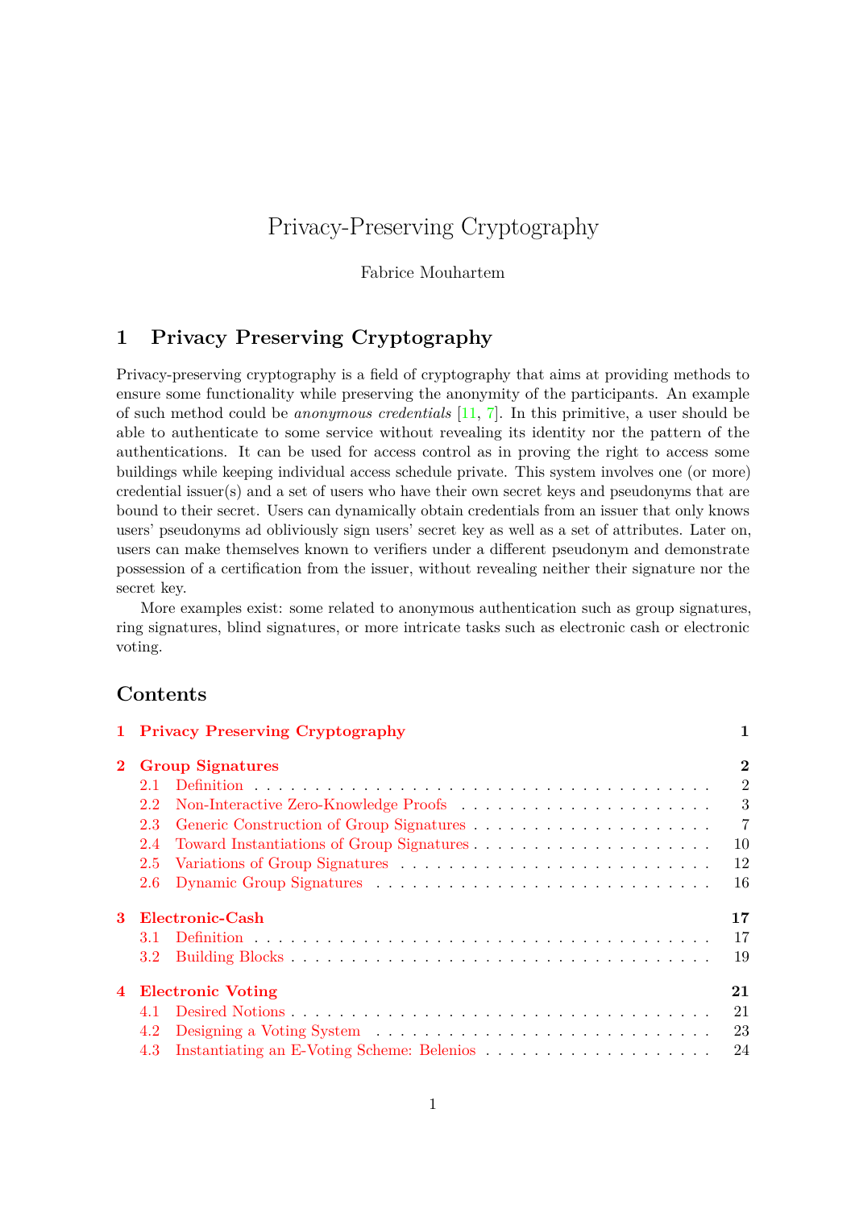# Privacy-Preserving Cryptography

Fabrice Mouhartem

## 1 Privacy Preserving Cryptography

Privacy-preserving cryptography is a field of cryptography that aims at providing methods to ensure some functionality while preserving the anonymity of the participants. An example of such method could be *anonymous credentials* [11, 7]. In this primitive, a user should be able to authenticate to some service without revealing its identity nor the pattern of the authentications. It can be used for access control as in proving the right to access some buildings while keeping individual access schedule private. This system involves one (or more) credential issuer(s) and a set of users who have their own secret keys and pseudonyms that are bound to their secret. Users can dynamically obtain credentials from an issuer that only knows users' pseudonyms ad obliviously sign users' secret key as well as a set of attributes. Later on, users can make themselves known to verifiers under a different pseudonym and demonstrate possession of a certification from the issuer, without revealing neither their signature nor the secret key.

More examples exist: some related to anonymous authentication such as group signatures, ring signatures, blind signatures, or more intricate tasks such as electronic cash or electronic voting.

## Contents

- **1 Privacy Preserving Cryptography** — 1
- **2 Group Signatures** — 2
  - 2.1 Definition — 2
  - 2.2 Non-Interactive Zero-Knowledge Proofs — 3
  - 2.3 Generic Construction of Group Signatures — 7
  - 2.4 Toward Instantiations of Group Signatures — 10
  - 2.5 Variations of Group Signatures — 12
  - 2.6 Dynamic Group Signatures — 16
- **3 Electronic-Cash** — 17
  - 3.1 Definition — 17
  - 3.2 Building Blocks — 19
- **4 Electronic Voting** — 21
  - 4.1 Desired Notions — 21
  - 4.2 Designing a Voting System — 23
  - 4.3 Instantiating an E-Voting Scheme: Belenios — 24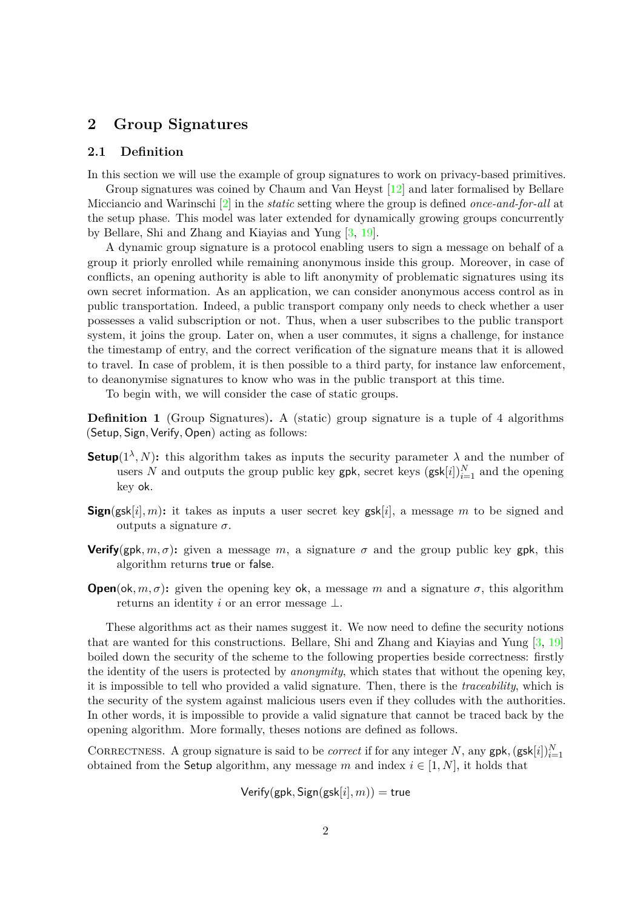## 2 Group Signatures

### 2.1 Definition

In this section we will use the example of group signatures to work on privacy-based primitives.

Group signatures was coined by Chaum and Van Heyst [12] and later formalised by Bellare Micciancio and Warinschi [2] in the *static* setting where the group is defined *once-and-for-all* at the setup phase. This model was later extended for dynamically growing groups concurrently by Bellare, Shi and Zhang and Kiayias and Yung [3, 19].

A dynamic group signature is a protocol enabling users to sign a message on behalf of a group it priorly enrolled while remaining anonymous inside this group. Moreover, in case of conflicts, an opening authority is able to lift anonymity of problematic signatures using its own secret information. As an application, we can consider anonymous access control as in public transportation. Indeed, a public transport company only needs to check whether a user possesses a valid subscription or not. Thus, when a user subscribes to the public transport system, it joins the group. Later on, when a user commutes, it signs a challenge, for instance the timestamp of entry, and the correct verification of the signature means that it is allowed to travel. In case of problem, it is then possible to a third party, for instance law enforcement, to deanonymise signatures to know who was in the public transport at this time.

To begin with, we will consider the case of static groups.

**Definition 1** (Group Signatures)**.** A (static) group signature is a tuple of 4 algorithms $(\mathsf{Setup}, \mathsf{Sign}, \mathsf{Verify}, \mathsf{Open})$ acting as follows:

**Setup**$(1^\lambda, N)$**:** this algorithm takes as inputs the security parameter $\lambda$ and the number of users $N$ and outputs the group public key $\mathsf{gpk}$, secret keys $(\mathsf{gsk}[i])_{i=1}^{N}$ and the opening key $\mathsf{ok}$.

**Sign**$(\mathsf{gsk}[i], m)$**:** it takes as inputs a user secret key $\mathsf{gsk}[i]$, a message $m$ to be signed and outputs a signature $\sigma$.

**Verify**$(\mathsf{gpk}, m, \sigma)$**:** given a message $m$, a signature $\sigma$ and the group public key $\mathsf{gpk}$, this algorithm returns $\mathsf{true}$ or $\mathsf{false}$.

**Open**$(\mathsf{ok}, m, \sigma)$**:** given the opening key $\mathsf{ok}$, a message $m$ and a signature $\sigma$, this algorithm returns an identity $i$ or an error message $\bot$.

These algorithms act as their names suggest it. We now need to define the security notions that are wanted for this constructions. Bellare, Shi and Zhang and Kiayias and Yung [3, 19] boiled down the security of the scheme to the following properties beside correctness: firstly the identity of the users is protected by *anonymity*, which states that without the opening key, it is impossible to tell who provided a valid signature. Then, there is the *traceability*, which is the security of the system against malicious users even if they colludes with the authorities. In other words, it is impossible to provide a valid signature that cannot be traced back by the opening algorithm. More formally, theses notions are defined as follows.

Correctness. A group signature is said to be *correct* if for any integer $N$, any $\mathsf{gpk}, (\mathsf{gsk}[i])_{i=1}^{N}$ obtained from the $\mathsf{Setup}$ algorithm, any message $m$ and index $i \in [1, N]$, it holds that

$$\mathsf{Verify}(\mathsf{gpk}, \mathsf{Sign}(\mathsf{gsk}[i], m)) = \mathsf{true}$$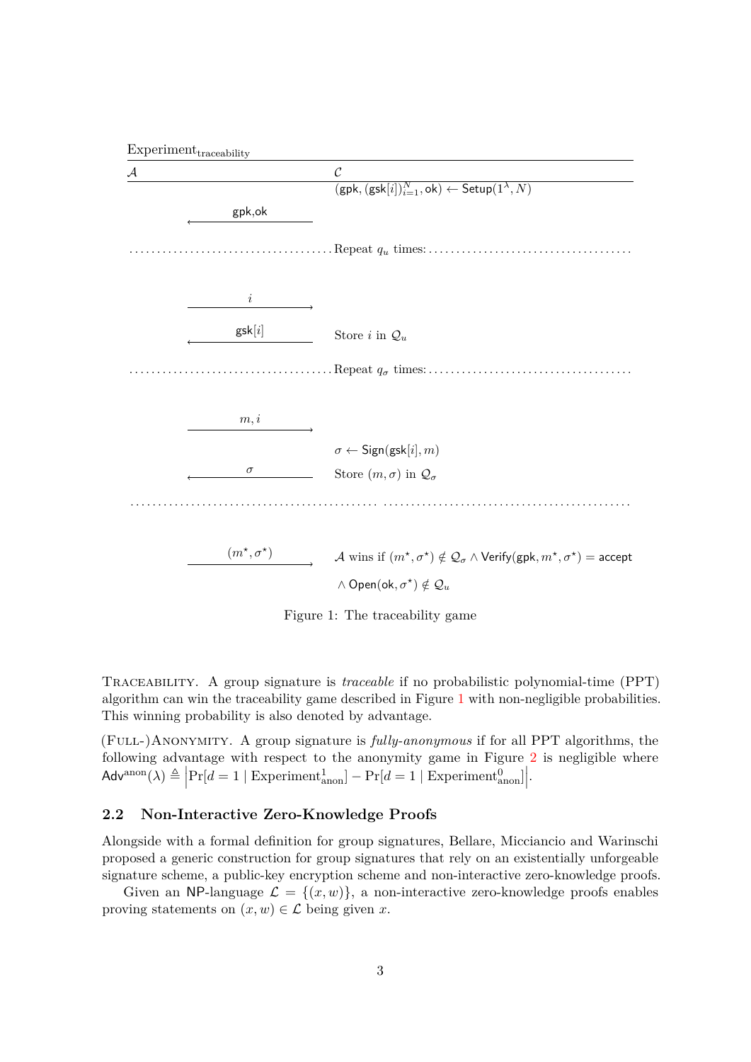$\text{Experiment}_{\text{traceability}}$

| $\mathcal{A}$ | | $\mathcal{C}$ |
|---|---|---|
| | | $(\mathsf{gpk}, (\mathsf{gsk}[i])_{i=1}^{N}, \mathsf{ok}) \leftarrow \mathsf{Setup}(1^\lambda, N)$ |
| | $\xleftarrow{\mathsf{gpk},\mathsf{ok}}$ | |
| | Repeat $q_u$ times: | |
| | $\xrightarrow{i}$ | |
| | $\xleftarrow{\mathsf{gsk}[i]}$ | Store $i$ in $\mathcal{Q}_u$ |
| | Repeat $q_\sigma$ times: | |
| | $\xrightarrow{m, i}$ | |
| | | $\sigma \leftarrow \mathsf{Sign}(\mathsf{gsk}[i], m)$ |
| | $\xleftarrow{\sigma}$ | Store $(m, \sigma)$ in $\mathcal{Q}_\sigma$ |
| | $\xrightarrow{(m^\star, \sigma^\star)}$ | $\mathcal{A}$ wins if $(m^\star, \sigma^\star) \notin \mathcal{Q}_\sigma \wedge \mathsf{Verify}(\mathsf{gpk}, m^\star, \sigma^\star) = \mathsf{accept}$ $\wedge\, \mathsf{Open}(\mathsf{ok}, \sigma^\star) \notin \mathcal{Q}_u$ |

Figure 1: The traceability game

TRACEABILITY. A group signature is *traceable* if no probabilistic polynomial-time (PPT) algorithm can win the traceability game described in Figure 1 with non-negligible probabilities. This winning probability is also denoted by advantage.

(FULL-)ANONYMITY. A group signature is *fully-anonymous* if for all PPT algorithms, the following advantage with respect to the anonymity game in Figure 2 is negligible where $\mathsf{Adv}^{\text{anon}}(\lambda) \triangleq \left|\Pr[d = 1 \mid \text{Experiment}^1_{\text{anon}}] - \Pr[d = 1 \mid \text{Experiment}^0_{\text{anon}}]\right|$.

### 2.2 Non-Interactive Zero-Knowledge Proofs

Alongside with a formal definition for group signatures, Bellare, Micciancio and Warinschi proposed a generic construction for group signatures that rely on an existentially unforgeable signature scheme, a public-key encryption scheme and non-interactive zero-knowledge proofs.

Given an $\mathsf{NP}$-language $\mathcal{L} = \{(x, w)\}$, a non-interactive zero-knowledge proofs enables proving statements on $(x, w) \in \mathcal{L}$ being given $x$.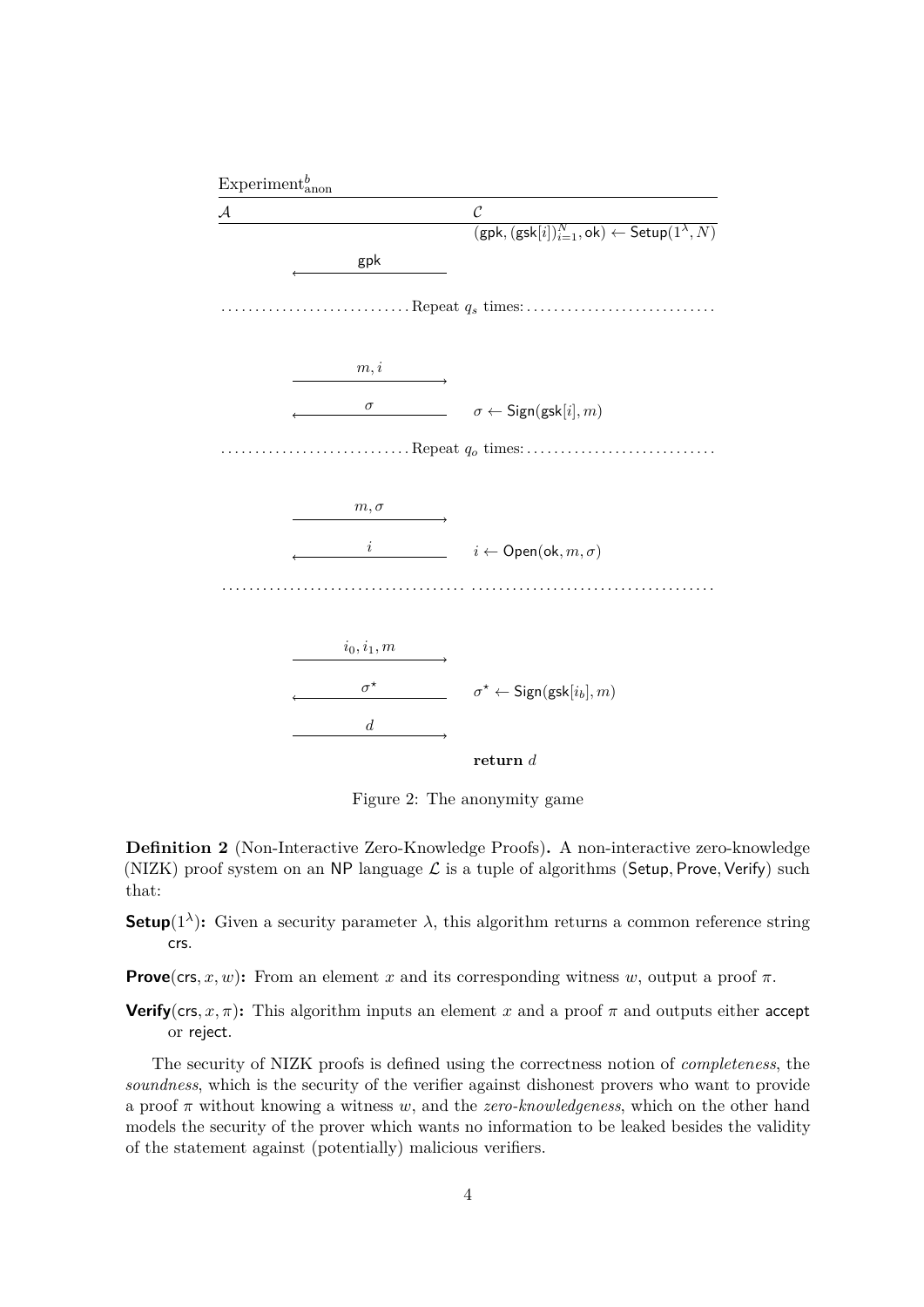$\text{Experiment}^b_{\text{anon}}$

| $\mathcal{A}$ | | $\mathcal{C}$ |
|---|---|---|
| | | $(\mathsf{gpk}, (\mathsf{gsk}[i])_{i=1}^N, \mathsf{ok}) \leftarrow \mathsf{Setup}(1^\lambda, N)$ |
| | $\xleftarrow{\mathsf{gpk}}$ | |
| | Repeat $q_s$ times: | |
| | $\xrightarrow{m, i}$ | |
| | $\xleftarrow{\sigma}$ | $\sigma \leftarrow \mathsf{Sign}(\mathsf{gsk}[i], m)$ |
| | Repeat $q_o$ times: | |
| | $\xrightarrow{m, \sigma}$ | |
| | $\xleftarrow{i}$ | $i \leftarrow \mathsf{Open}(\mathsf{ok}, m, \sigma)$ |
| | $\xrightarrow{i_0, i_1, m}$ | |
| | $\xleftarrow{\sigma^\star}$ | $\sigma^\star \leftarrow \mathsf{Sign}(\mathsf{gsk}[i_b], m)$ |
| | $\xrightarrow{d}$ | |
| | | **return** $d$ |

Figure 2: The anonymity game

**Definition 2** (Non-Interactive Zero-Knowledge Proofs)**.** A non-interactive zero-knowledge (NIZK) proof system on an NP language $\mathcal{L}$ is a tuple of algorithms $(\mathsf{Setup}, \mathsf{Prove}, \mathsf{Verify})$ such that:

**$\mathsf{Setup}(1^\lambda)$:** Given a security parameter $\lambda$, this algorithm returns a common reference string $\mathsf{crs}$.

**$\mathsf{Prove}(\mathsf{crs}, x, w)$:** From an element $x$ and its corresponding witness $w$, output a proof $\pi$.

**$\mathsf{Verify}(\mathsf{crs}, x, \pi)$:** This algorithm inputs an element $x$ and a proof $\pi$ and outputs either $\mathsf{accept}$ or $\mathsf{reject}$.

The security of NIZK proofs is defined using the correctness notion of *completeness*, the *soundness*, which is the security of the verifier against dishonest provers who want to provide a proof $\pi$ without knowing a witness $w$, and the *zero-knowledgeness*, which on the other hand models the security of the prover which wants no information to be leaked besides the validity of the statement against (potentially) malicious verifiers.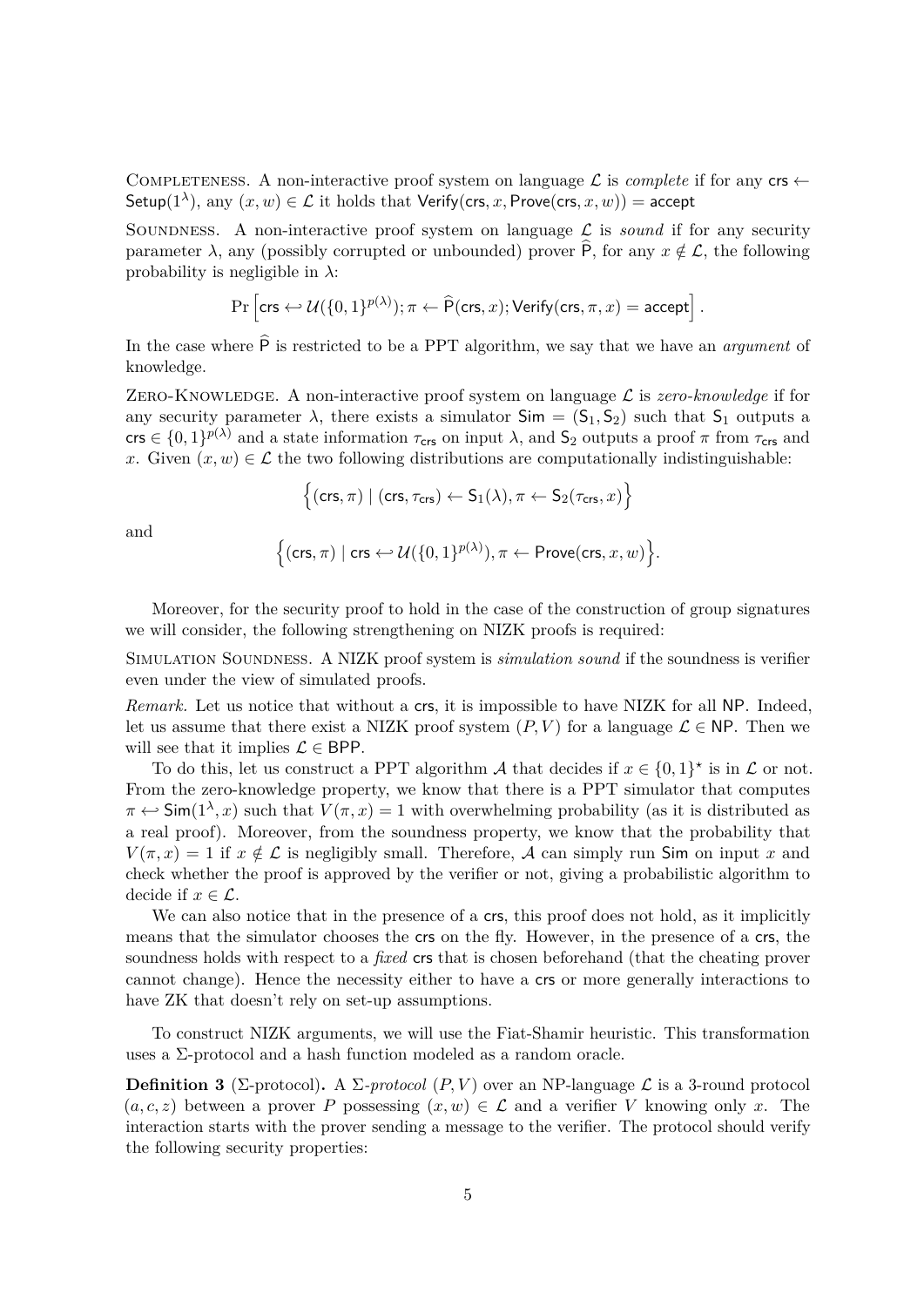Completeness. A non-interactive proof system on language $\mathcal{L}$ is *complete* if for any $\mathsf{crs} \leftarrow \mathsf{Setup}(1^\lambda)$, any $(x, w) \in \mathcal{L}$ it holds that $\mathsf{Verify}(\mathsf{crs}, x, \mathsf{Prove}(\mathsf{crs}, x, w)) = \mathsf{accept}$

Soundness. A non-interactive proof system on language $\mathcal{L}$ is *sound* if for any security parameter $\lambda$, any (possibly corrupted or unbounded) prover $\widehat{\mathsf{P}}$, for any $x \notin \mathcal{L}$, the following probability is negligible in $\lambda$:

$$\Pr\left[\mathsf{crs} \hookleftarrow \mathcal{U}(\{0,1\}^{p(\lambda)}); \pi \leftarrow \widehat{\mathsf{P}}(\mathsf{crs}, x); \mathsf{Verify}(\mathsf{crs}, \pi, x) = \mathsf{accept}\right].$$

In the case where $\widehat{\mathsf{P}}$ is restricted to be a PPT algorithm, we say that we have an *argument* of knowledge.

Zero-Knowledge. A non-interactive proof system on language $\mathcal{L}$ is *zero-knowledge* if for any security parameter $\lambda$, there exists a simulator $\mathsf{Sim} = (\mathsf{S}_1, \mathsf{S}_2)$ such that $\mathsf{S}_1$ outputs a $\mathsf{crs} \in \{0,1\}^{p(\lambda)}$ and a state information $\tau_{\mathsf{crs}}$ on input $\lambda$, and $\mathsf{S}_2$ outputs a proof $\pi$ from $\tau_{\mathsf{crs}}$ and $x$. Given $(x, w) \in \mathcal{L}$ the two following distributions are computationally indistinguishable:

$$\Big\{(\mathsf{crs}, \pi) \mid (\mathsf{crs}, \tau_{\mathsf{crs}}) \leftarrow \mathsf{S}_1(\lambda), \pi \leftarrow \mathsf{S}_2(\tau_{\mathsf{crs}}, x)\Big\}$$

and

$$\Big\{(\mathsf{crs}, \pi) \mid \mathsf{crs} \hookleftarrow \mathcal{U}(\{0,1\}^{p(\lambda)}), \pi \leftarrow \mathsf{Prove}(\mathsf{crs}, x, w)\Big\}.$$

Moreover, for the security proof to hold in the case of the construction of group signatures we will consider, the following strengthening on NIZK proofs is required:

Simulation Soundness. A NIZK proof system is *simulation sound* if the soundness is verifier even under the view of simulated proofs.

*Remark.* Let us notice that without a $\mathsf{crs}$, it is impossible to have NIZK for all $\mathsf{NP}$. Indeed, let us assume that there exist a NIZK proof system $(P, V)$ for a language $\mathcal{L} \in \mathsf{NP}$. Then we will see that it implies $\mathcal{L} \in \mathsf{BPP}$.

To do this, let us construct a PPT algorithm $\mathcal{A}$ that decides if $x \in \{0,1\}^\star$ is in $\mathcal{L}$ or not. From the zero-knowledge property, we know that there is a PPT simulator that computes $\pi \hookleftarrow \mathsf{Sim}(1^\lambda, x)$ such that $V(\pi, x) = 1$ with overwhelming probability (as it is distributed as a real proof). Moreover, from the soundness property, we know that the probability that $V(\pi, x) = 1$ if $x \notin \mathcal{L}$ is negligibly small. Therefore, $\mathcal{A}$ can simply run $\mathsf{Sim}$ on input $x$ and check whether the proof is approved by the verifier or not, giving a probabilistic algorithm to decide if $x \in \mathcal{L}$.

We can also notice that in the presence of a $\mathsf{crs}$, this proof does not hold, as it implicitly means that the simulator chooses the $\mathsf{crs}$ on the fly. However, in the presence of a $\mathsf{crs}$, the soundness holds with respect to a *fixed* $\mathsf{crs}$ that is chosen beforehand (that the cheating prover cannot change). Hence the necessity either to have a $\mathsf{crs}$ or more generally interactions to have ZK that doesn't rely on set-up assumptions.

To construct NIZK arguments, we will use the Fiat-Shamir heuristic. This transformation uses a $\Sigma$-protocol and a hash function modeled as a random oracle.

**Definition 3** ($\Sigma$-protocol)**.** A $\Sigma$*-protocol* $(P, V)$ over an NP-language $\mathcal{L}$ is a 3-round protocol $(a, c, z)$ between a prover $P$ possessing $(x, w) \in \mathcal{L}$ and a verifier $V$ knowing only $x$. The interaction starts with the prover sending a message to the verifier. The protocol should verify the following security properties: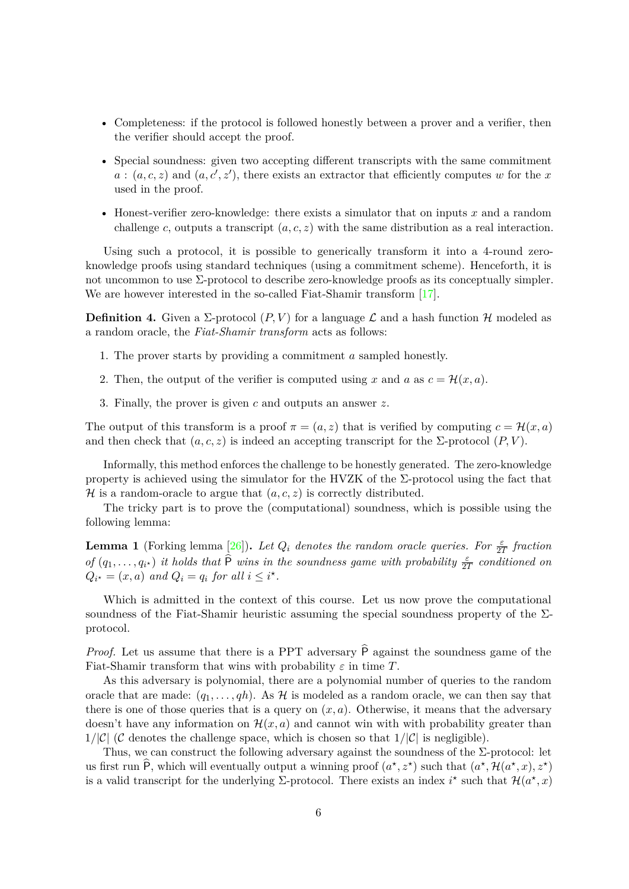- Completeness: if the protocol is followed honestly between a prover and a verifier, then the verifier should accept the proof.
- Special soundness: given two accepting different transcripts with the same commitment $a$ : $(a, c, z)$ and $(a, c', z')$, there exists an extractor that efficiently computes $w$ for the $x$ used in the proof.
- Honest-verifier zero-knowledge: there exists a simulator that on inputs $x$ and a random challenge $c$, outputs a transcript $(a, c, z)$ with the same distribution as a real interaction.

Using such a protocol, it is possible to generically transform it into a 4-round zero-knowledge proofs using standard techniques (using a commitment scheme). Henceforth, it is not uncommon to use Σ-protocol to describe zero-knowledge proofs as its conceptually simpler. We are however interested in the so-called Fiat-Shamir transform [17].

**Definition 4.** Given a Σ-protocol $(P, V)$ for a language $\mathcal{L}$ and a hash function $\mathcal{H}$ modeled as a random oracle, the *Fiat-Shamir transform* acts as follows:

1. The prover starts by providing a commitment $a$ sampled honestly.
2. Then, the output of the verifier is computed using $x$ and $a$ as $c = \mathcal{H}(x, a)$.
3. Finally, the prover is given $c$ and outputs an answer $z$.

The output of this transform is a proof $\pi = (a, z)$ that is verified by computing $c = \mathcal{H}(x, a)$ and then check that $(a, c, z)$ is indeed an accepting transcript for the Σ-protocol $(P, V)$.

Informally, this method enforces the challenge to be honestly generated. The zero-knowledge property is achieved using the simulator for the HVZK of the Σ-protocol using the fact that $\mathcal{H}$ is a random-oracle to argue that $(a, c, z)$ is correctly distributed.

The tricky part is to prove the (computational) soundness, which is possible using the following lemma:

**Lemma 1** (Forking lemma [26])**.** *Let $Q_i$ denotes the random oracle queries. For $\frac{\varepsilon}{2T}$ fraction of $(q_1, \ldots, q_{i^\star})$ it holds that $\widehat{\mathsf{P}}$ wins in the soundness game with probability $\frac{\varepsilon}{2T}$ conditioned on $Q_{i^\star} = (x, a)$ and $Q_i = q_i$ for all $i \leq i^\star$.*

Which is admitted in the context of this course. Let us now prove the computational soundness of the Fiat-Shamir heuristic assuming the special soundness property of the Σ-protocol.

*Proof.* Let us assume that there is a PPT adversary $\widehat{\mathsf{P}}$ against the soundness game of the Fiat-Shamir transform that wins with probability $\varepsilon$ in time $T$.

As this adversary is polynomial, there are a polynomial number of queries to the random oracle that are made: $(q_1, \ldots, qh)$. As $\mathcal{H}$ is modeled as a random oracle, we can then say that there is one of those queries that is a query on $(x, a)$. Otherwise, it means that the adversary doesn't have any information on $\mathcal{H}(x, a)$ and cannot win with with probability greater than $1/|\mathcal{C}|$ ($\mathcal{C}$ denotes the challenge space, which is chosen so that $1/|\mathcal{C}|$ is negligible).

Thus, we can construct the following adversary against the soundness of the Σ-protocol: let us first run $\widehat{\mathsf{P}}$, which will eventually output a winning proof $(a^\star, z^\star)$ such that $(a^\star, \mathcal{H}(a^\star, x), z^\star)$ is a valid transcript for the underlying Σ-protocol. There exists an index $i^\star$ such that $\mathcal{H}(a^\star, x)$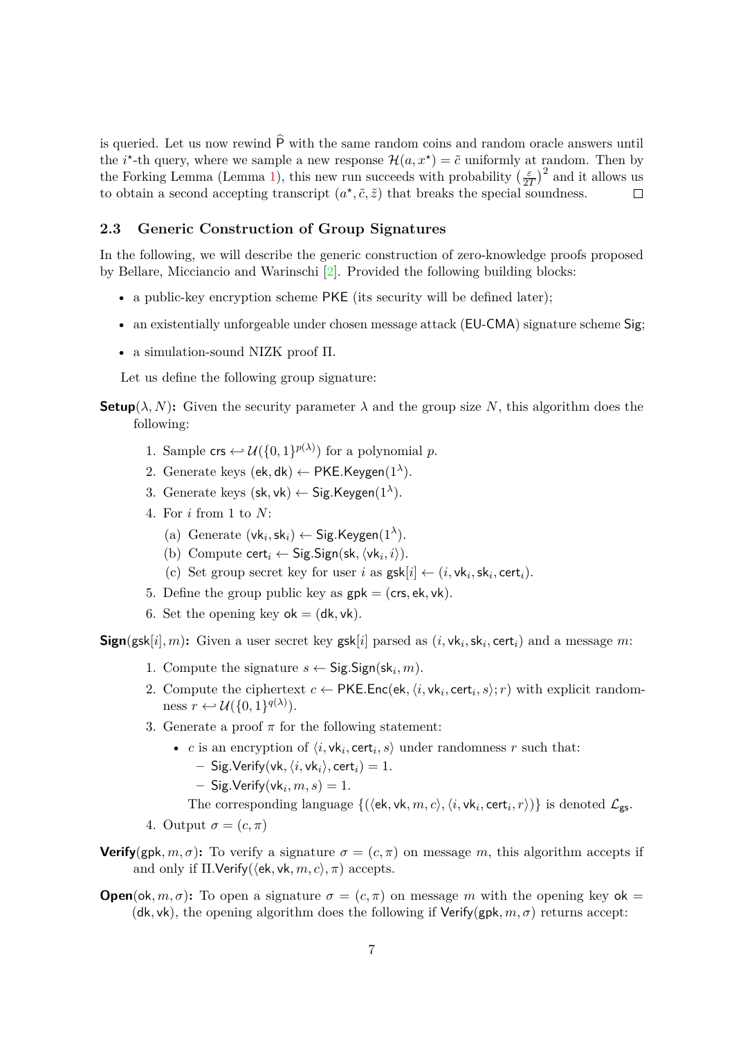is queried. Let us now rewind $\widehat{\mathsf{P}}$ with the same random coins and random oracle answers until the $i^\star$-th query, where we sample a new response $\mathcal{H}(a, x^\star) = \tilde{c}$ uniformly at random. Then by the Forking Lemma (Lemma 1), this new run succeeds with probability $\left(\frac{\varepsilon}{2T}\right)^2$ and it allows us to obtain a second accepting transcript $(a^\star, \tilde{c}, \tilde{z})$ that breaks the special soundness. $\square$

### 2.3 Generic Construction of Group Signatures

In the following, we will describe the generic construction of zero-knowledge proofs proposed by Bellare, Micciancio and Warinschi [2]. Provided the following building blocks:

- a public-key encryption scheme $\mathsf{PKE}$ (its security will be defined later);
- an existentially unforgeable under chosen message attack ($\mathsf{EU\text{-}CMA}$) signature scheme $\mathsf{Sig}$;
- a simulation-sound NIZK proof $\Pi$.

Let us define the following group signature:

**Setup**$(\lambda, N)$**:** Given the security parameter $\lambda$ and the group size $N$, this algorithm does the following:

1. Sample $\mathsf{crs} \hookleftarrow \mathcal{U}(\{0,1\}^{p(\lambda)})$ for a polynomial $p$.
2. Generate keys $(\mathsf{ek}, \mathsf{dk}) \leftarrow \mathsf{PKE.Keygen}(1^\lambda)$.
3. Generate keys $(\mathsf{sk}, \mathsf{vk}) \leftarrow \mathsf{Sig.Keygen}(1^\lambda)$.
4. For $i$ from 1 to $N$:
   (a) Generate $(\mathsf{vk}_i, \mathsf{sk}_i) \leftarrow \mathsf{Sig.Keygen}(1^\lambda)$.
   (b) Compute $\mathsf{cert}_i \leftarrow \mathsf{Sig.Sign}(\mathsf{sk}, \langle \mathsf{vk}_i, i \rangle)$.
   (c) Set group secret key for user $i$ as $\mathsf{gsk}[i] \leftarrow (i, \mathsf{vk}_i, \mathsf{sk}_i, \mathsf{cert}_i)$.
5. Define the group public key as $\mathsf{gpk} = (\mathsf{crs}, \mathsf{ek}, \mathsf{vk})$.
6. Set the opening key $\mathsf{ok} = (\mathsf{dk}, \mathsf{vk})$.

**Sign**$(\mathsf{gsk}[i], m)$**:** Given a user secret key $\mathsf{gsk}[i]$ parsed as $(i, \mathsf{vk}_i, \mathsf{sk}_i, \mathsf{cert}_i)$ and a message $m$:

1. Compute the signature $s \leftarrow \mathsf{Sig.Sign}(\mathsf{sk}_i, m)$.
2. Compute the ciphertext $c \leftarrow \mathsf{PKE.Enc}(\mathsf{ek}, \langle i, \mathsf{vk}_i, \mathsf{cert}_i, s \rangle; r)$ with explicit randomness $r \hookleftarrow \mathcal{U}(\{0,1\}^{q(\lambda)})$.
3. Generate a proof $\pi$ for the following statement:
   - $c$ is an encryption of $\langle i, \mathsf{vk}_i, \mathsf{cert}_i, s \rangle$ under randomness $r$ such that:
     - $\mathsf{Sig.Verify}(\mathsf{vk}, \langle i, \mathsf{vk}_i \rangle, \mathsf{cert}_i) = 1$.
     - $\mathsf{Sig.Verify}(\mathsf{vk}_i, m, s) = 1$.

   The corresponding language $\{(\langle \mathsf{ek}, \mathsf{vk}, m, c \rangle, \langle i, \mathsf{vk}_i, \mathsf{cert}_i, r \rangle)\}$ is denoted $\mathcal{L}_{\mathsf{gs}}$.
4. Output $\sigma = (c, \pi)$

**Verify**$(\mathsf{gpk}, m, \sigma)$**:** To verify a signature $\sigma = (c, \pi)$ on message $m$, this algorithm accepts if and only if $\Pi.\mathsf{Verify}(\langle \mathsf{ek}, \mathsf{vk}, m, c \rangle, \pi)$ accepts.

**Open**$(\mathsf{ok}, m, \sigma)$**:** To open a signature $\sigma = (c, \pi)$ on message $m$ with the opening key $\mathsf{ok} = (\mathsf{dk}, \mathsf{vk})$, the opening algorithm does the following if $\mathsf{Verify}(\mathsf{gpk}, m, \sigma)$ returns accept: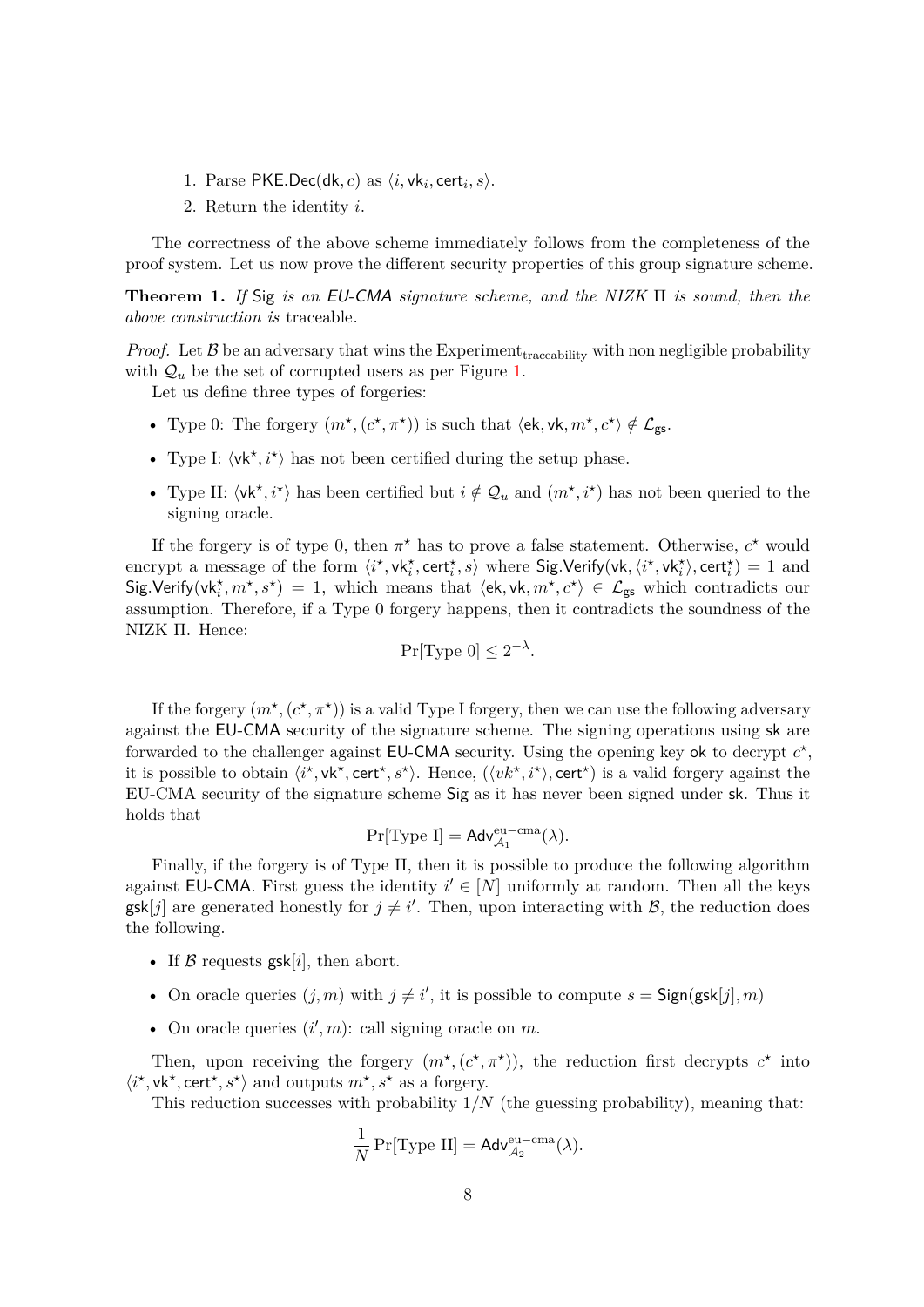1. Parse $\mathsf{PKE.Dec}(\mathsf{dk}, c)$ as $\langle i, \mathsf{vk}_i, \mathsf{cert}_i, s \rangle$.
2. Return the identity $i$.

The correctness of the above scheme immediately follows from the completeness of the proof system. Let us now prove the different security properties of this group signature scheme.

**Theorem 1.** *If* $\mathsf{Sig}$ *is an* EU-CMA *signature scheme, and the NIZK* $\Pi$ *is sound, then the above construction is* traceable*.*

*Proof.* Let $\mathcal{B}$ be an adversary that wins the $\text{Experiment}_{\text{traceability}}$ with non negligible probability with $\mathcal{Q}_u$ be the set of corrupted users as per Figure 1.

Let us define three types of forgeries:

- Type 0: The forgery $(m^\star, (c^\star, \pi^\star))$ is such that $\langle \mathsf{ek}, \mathsf{vk}, m^\star, c^\star \rangle \notin \mathcal{L}_{\mathsf{gs}}$.
- Type I: $\langle \mathsf{vk}^\star, i^\star \rangle$ has not been certified during the setup phase.
- Type II: $\langle \mathsf{vk}^\star, i^\star \rangle$ has been certified but $i \notin \mathcal{Q}_u$ and $(m^\star, i^\star)$ has not been queried to the signing oracle.

If the forgery is of type 0, then $\pi^\star$ has to prove a false statement. Otherwise, $c^\star$ would encrypt a message of the form $\langle i^\star, \mathsf{vk}_i^\star, \mathsf{cert}_i^\star, s \rangle$ where $\mathsf{Sig.Verify}(\mathsf{vk}, \langle i^\star, \mathsf{vk}_i^\star \rangle, \mathsf{cert}_i^\star) = 1$ and $\mathsf{Sig.Verify}(\mathsf{vk}_i^\star, m^\star, s^\star) = 1$, which means that $\langle \mathsf{ek}, \mathsf{vk}, m^\star, c^\star \rangle \in \mathcal{L}_{\mathsf{gs}}$ which contradicts our assumption. Therefore, if a Type 0 forgery happens, then it contradicts the soundness of the NIZK $\Pi$. Hence:

$$\Pr[\text{Type } 0] \leq 2^{-\lambda}.$$

If the forgery $(m^\star, (c^\star, \pi^\star))$ is a valid Type I forgery, then we can use the following adversary against the EU-CMA security of the signature scheme. The signing operations using $\mathsf{sk}$ are forwarded to the challenger against EU-CMA security. Using the opening key $\mathsf{ok}$ to decrypt $c^\star$, it is possible to obtain $\langle i^\star, \mathsf{vk}^\star, \mathsf{cert}^\star, s^\star \rangle$. Hence, $(\langle vk^\star, i^\star \rangle, \mathsf{cert}^\star)$ is a valid forgery against the EU-CMA security of the signature scheme $\mathsf{Sig}$ as it has never been signed under $\mathsf{sk}$. Thus it holds that

$$\Pr[\text{Type I}] = \mathsf{Adv}_{\mathcal{A}_1}^{\text{eu-cma}}(\lambda).$$

Finally, if the forgery is of Type II, then it is possible to produce the following algorithm against EU-CMA. First guess the identity $i' \in [N]$ uniformly at random. Then all the keys $\mathsf{gsk}[j]$ are generated honestly for $j \neq i'$. Then, upon interacting with $\mathcal{B}$, the reduction does the following.

- If $\mathcal{B}$ requests $\mathsf{gsk}[i]$, then abort.
- On oracle queries $(j, m)$ with $j \neq i'$, it is possible to compute $s = \mathsf{Sign}(\mathsf{gsk}[j], m)$
- On oracle queries $(i', m)$: call signing oracle on $m$.

Then, upon receiving the forgery $(m^\star, (c^\star, \pi^\star))$, the reduction first decrypts $c^\star$ into $\langle i^\star, \mathsf{vk}^\star, \mathsf{cert}^\star, s^\star \rangle$ and outputs $m^\star, s^\star$ as a forgery.

This reduction successes with probability $1/N$ (the guessing probability), meaning that:

$$\frac{1}{N} \Pr[\text{Type II}] = \mathsf{Adv}_{\mathcal{A}_2}^{\text{eu-cma}}(\lambda).$$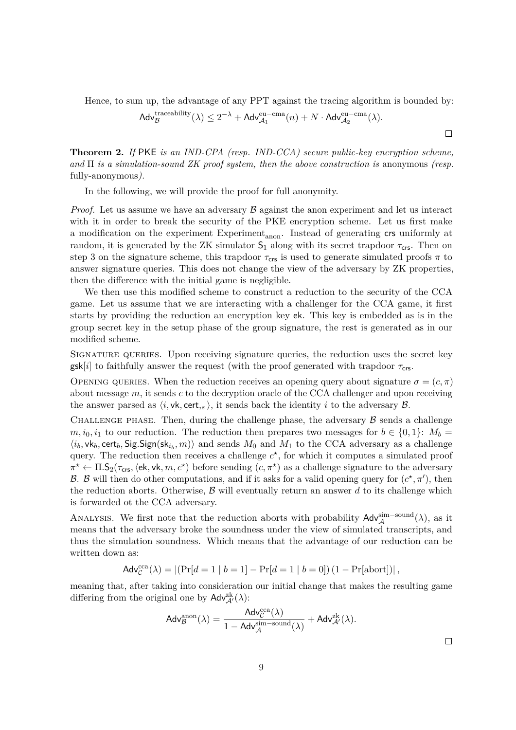Hence, to sum up, the advantage of any PPT against the tracing algorithm is bounded by:

$$\mathsf{Adv}_{\mathcal{B}}^{\text{traceability}}(\lambda) \leq 2^{-\lambda} + \mathsf{Adv}_{\mathcal{A}_1}^{\text{eu-cma}}(n) + N \cdot \mathsf{Adv}_{\mathcal{A}_2}^{\text{eu-cma}}(\lambda).$$

□

**Theorem 2.** *If* PKE *is an IND-CPA (resp. IND-CCA) secure public-key encryption scheme, and* $\Pi$ *is a simulation-sound ZK proof system, then the above construction is* anonymous *(resp.* fully-anonymous*).*

In the following, we will provide the proof for full anonymity.

*Proof.* Let us assume we have an adversary $\mathcal{B}$ against the anon experiment and let us interact with it in order to break the security of the PKE encryption scheme. Let us first make a modification on the experiment $\text{Experiment}_{\text{anon}}$. Instead of generating $\mathsf{crs}$ uniformly at random, it is generated by the ZK simulator $\mathsf{S}_1$ along with its secret trapdoor $\tau_{\mathsf{crs}}$. Then on step 3 on the signature scheme, this trapdoor $\tau_{\mathsf{crs}}$ is used to generate simulated proofs $\pi$ to answer signature queries. This does not change the view of the adversary by ZK properties, then the difference with the initial game is negligible.

We then use this modified scheme to construct a reduction to the security of the CCA game. Let us assume that we are interacting with a challenger for the CCA game, it first starts by providing the reduction an encryption key $\mathsf{ek}$. This key is embedded as is in the group secret key in the setup phase of the group signature, the rest is generated as in our modified scheme.

Signature queries. Upon receiving signature queries, the reduction uses the secret key $\mathsf{gsk}[i]$ to faithfully answer the request (with the proof generated with trapdoor $\tau_{\mathsf{crs}}$.

Opening queries. When the reduction receives an opening query about signature $\sigma = (c, \pi)$ about message $m$, it sends $c$ to the decryption oracle of the CCA challenger and upon receiving the answer parsed as $\langle i, \mathsf{vk}, \mathsf{cert}_{,s} \rangle$, it sends back the identity $i$ to the adversary $\mathcal{B}$.

Challenge phase. Then, during the challenge phase, the adversary $\mathcal{B}$ sends a challenge $m, i_0, i_1$ to our reduction. The reduction then prepares two messages for $b \in \{0, 1\}$: $M_b = \langle i_b, \mathsf{vk}_b, \mathsf{cert}_b, \mathsf{Sig.Sign}(\mathsf{sk}_{i_b}, m) \rangle$ and sends $M_0$ and $M_1$ to the CCA adversary as a challenge query. The reduction then receives a challenge $c^\star$, for which it computes a simulated proof $\pi^\star \leftarrow \Pi.\mathsf{S}_2(\tau_{\mathsf{crs}}, \langle \mathsf{ek}, \mathsf{vk}, m, c^\star \rangle)$ before sending $(c, \pi^\star)$ as a challenge signature to the adversary $\mathcal{B}$. $\mathcal{B}$ will then do other computations, and if it asks for a valid opening query for $(c^\star, \pi')$, then the reduction aborts. Otherwise, $\mathcal{B}$ will eventually return an answer $d$ to its challenge which is forwarded ot the CCA adversary.

Analysis. We first note that the reduction aborts with probability $\mathsf{Adv}_{\mathcal{A}}^{\text{sim-sound}}(\lambda)$, as it means that the adversary broke the soundness under the view of simulated transcripts, and thus the simulation soundness. Which means that the advantage of our reduction can be written down as:

$$\mathsf{Adv}_{\mathcal{C}}^{\text{cca}}(\lambda) = |(\Pr[d = 1 \mid b = 1] - \Pr[d = 1 \mid b = 0])(1 - \Pr[\text{abort}])|,$$

meaning that, after taking into consideration our initial change that makes the resulting game differing from the original one by $\mathsf{Adv}_{\mathcal{A}'}^{\text{zk}}(\lambda)$:

$$\mathsf{Adv}_{\mathcal{B}}^{\text{anon}}(\lambda) = \frac{\mathsf{Adv}_{\mathcal{C}}^{\text{cca}}(\lambda)}{1 - \mathsf{Adv}_{\mathcal{A}}^{\text{sim-sound}}(\lambda)} + \mathsf{Adv}_{\mathcal{A}'}^{\text{zk}}(\lambda).$$

□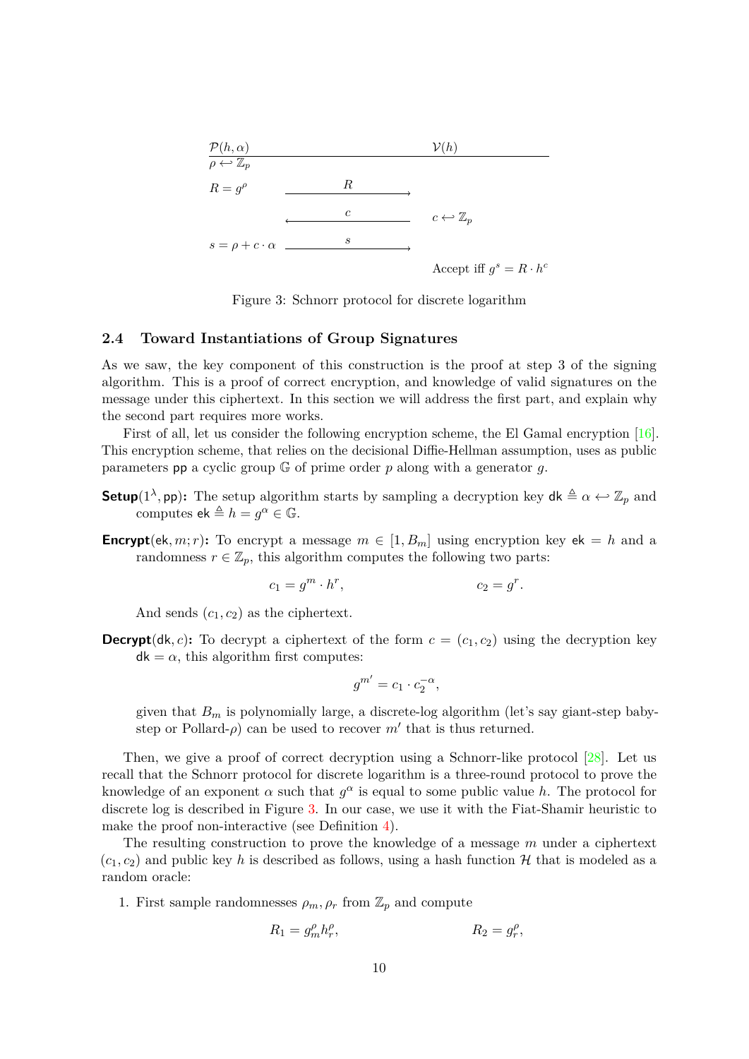| $\mathcal{P}(h, \alpha)$ | | $\mathcal{V}(h)$ |
|---|---|---|
| $\rho \hookleftarrow \mathbb{Z}_p$ | | |
| $R = g^\rho$ | $\xrightarrow{\quad R \quad}$ | |
| | $\xleftarrow{\quad c \quad}$ | $c \hookleftarrow \mathbb{Z}_p$ |
| $s = \rho + c \cdot \alpha$ | $\xrightarrow{\quad s \quad}$ | |
| | | Accept iff $g^s = R \cdot h^c$ |

Figure 3: Schnorr protocol for discrete logarithm

### 2.4 Toward Instantiations of Group Signatures

As we saw, the key component of this construction is the proof at step 3 of the signing algorithm. This is a proof of correct encryption, and knowledge of valid signatures on the message under this ciphertext. In this section we will address the first part, and explain why the second part requires more works.

First of all, let us consider the following encryption scheme, the El Gamal encryption [16]. This encryption scheme, that relies on the decisional Diffie-Hellman assumption, uses as public parameters pp a cyclic group $\mathbb{G}$ of prime order $p$ along with a generator $g$.

**Setup**$(1^\lambda, \mathsf{pp})$**:** The setup algorithm starts by sampling a decryption key $\mathsf{dk} \triangleq \alpha \hookleftarrow \mathbb{Z}_p$ and computes $\mathsf{ek} \triangleq h = g^\alpha \in \mathbb{G}$.

**Encrypt**$(\mathsf{ek}, m; r)$**:** To encrypt a message $m \in [1, B_m]$ using encryption key $\mathsf{ek} = h$ and a randomness $r \in \mathbb{Z}_p$, this algorithm computes the following two parts:

$$c_1 = g^m \cdot h^r, \qquad\qquad c_2 = g^r.$$

And sends $(c_1, c_2)$ as the ciphertext.

**Decrypt**$(\mathsf{dk}, c)$**:** To decrypt a ciphertext of the form $c = (c_1, c_2)$ using the decryption key $\mathsf{dk} = \alpha$, this algorithm first computes:

$$g^{m'} = c_1 \cdot c_2^{-\alpha},$$

given that $B_m$ is polynomially large, a discrete-log algorithm (let's say giant-step baby-step or Pollard-$\rho$) can be used to recover $m'$ that is thus returned.

Then, we give a proof of correct decryption using a Schnorr-like protocol [28]. Let us recall that the Schnorr protocol for discrete logarithm is a three-round protocol to prove the knowledge of an exponent $\alpha$ such that $g^\alpha$ is equal to some public value $h$. The protocol for discrete log is described in Figure 3. In our case, we use it with the Fiat-Shamir heuristic to make the proof non-interactive (see Definition 4).

The resulting construction to prove the knowledge of a message $m$ under a ciphertext $(c_1, c_2)$ and public key $h$ is described as follows, using a hash function $\mathcal{H}$ that is modeled as a random oracle:

1. First sample randomnesses $\rho_m, \rho_r$ from $\mathbb{Z}_p$ and compute

$$R_1 = g_m^\rho h_r^\rho, \qquad\qquad R_2 = g_r^\rho,$$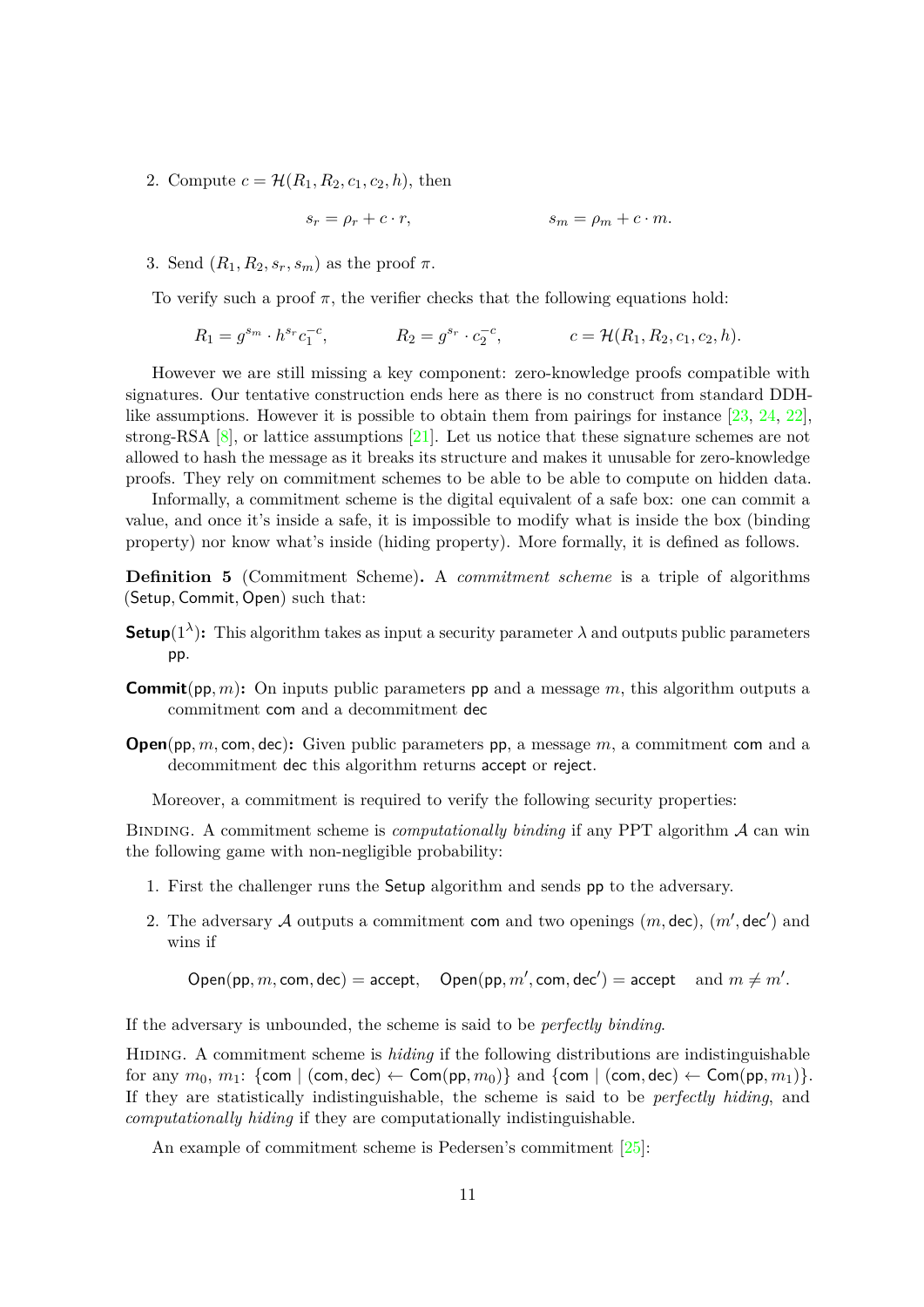2. Compute $c = \mathcal{H}(R_1, R_2, c_1, c_2, h)$, then

$$s_r = \rho_r + c \cdot r, \qquad\qquad s_m = \rho_m + c \cdot m.$$

3. Send $(R_1, R_2, s_r, s_m)$ as the proof $\pi$.

To verify such a proof $\pi$, the verifier checks that the following equations hold:

$$R_1 = g^{s_m} \cdot h^{s_r} c_1^{-c}, \qquad R_2 = g^{s_r} \cdot c_2^{-c}, \qquad c = \mathcal{H}(R_1, R_2, c_1, c_2, h).$$

However we are still missing a key component: zero-knowledge proofs compatible with signatures. Our tentative construction ends here as there is no construct from standard DDH-like assumptions. However it is possible to obtain them from pairings for instance [23, 24, 22], strong-RSA [8], or lattice assumptions [21]. Let us notice that these signature schemes are not allowed to hash the message as it breaks its structure and makes it unusable for zero-knowledge proofs. They rely on commitment schemes to be able to be able to compute on hidden data.

Informally, a commitment scheme is the digital equivalent of a safe box: one can commit a value, and once it's inside a safe, it is impossible to modify what is inside the box (binding property) nor know what's inside (hiding property). More formally, it is defined as follows.

**Definition 5** (Commitment Scheme)**.** A *commitment scheme* is a triple of algorithms $(\mathsf{Setup}, \mathsf{Commit}, \mathsf{Open})$ such that:

**Setup**$(1^\lambda)$**:** This algorithm takes as input a security parameter $\lambda$ and outputs public parameters $\mathsf{pp}$.

**Commit**$(\mathsf{pp}, m)$**:** On inputs public parameters $\mathsf{pp}$ and a message $m$, this algorithm outputs a commitment $\mathsf{com}$ and a decommitment $\mathsf{dec}$

**Open**$(\mathsf{pp}, m, \mathsf{com}, \mathsf{dec})$**:** Given public parameters $\mathsf{pp}$, a message $m$, a commitment $\mathsf{com}$ and a decommitment $\mathsf{dec}$ this algorithm returns $\mathsf{accept}$ or $\mathsf{reject}$.

Moreover, a commitment is required to verify the following security properties:

Binding. A commitment scheme is *computationally binding* if any PPT algorithm $\mathcal{A}$ can win the following game with non-negligible probability:

1. First the challenger runs the $\mathsf{Setup}$ algorithm and sends $\mathsf{pp}$ to the adversary.
2. The adversary $\mathcal{A}$ outputs a commitment $\mathsf{com}$ and two openings $(m, \mathsf{dec})$, $(m', \mathsf{dec}')$ and wins if

$$\mathsf{Open}(\mathsf{pp}, m, \mathsf{com}, \mathsf{dec}) = \mathsf{accept}, \quad \mathsf{Open}(\mathsf{pp}, m', \mathsf{com}, \mathsf{dec}') = \mathsf{accept} \quad \text{and } m \neq m'.$$

If the adversary is unbounded, the scheme is said to be *perfectly binding*.

Hiding. A commitment scheme is *hiding* if the following distributions are indistinguishable for any $m_0$, $m_1$: $\{\mathsf{com} \mid (\mathsf{com}, \mathsf{dec}) \leftarrow \mathsf{Com}(\mathsf{pp}, m_0)\}$ and $\{\mathsf{com} \mid (\mathsf{com}, \mathsf{dec}) \leftarrow \mathsf{Com}(\mathsf{pp}, m_1)\}$. If they are statistically indistinguishable, the scheme is said to be *perfectly hiding*, and *computationally hiding* if they are computationally indistinguishable.

An example of commitment scheme is Pedersen's commitment [25]: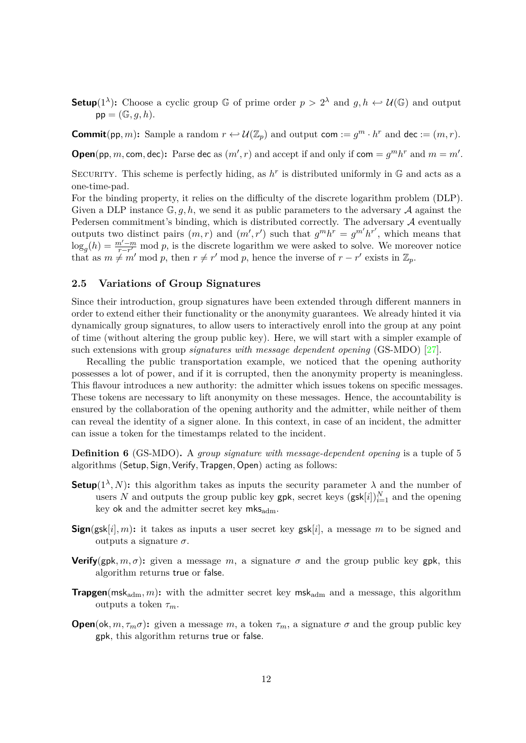**Setup**$(1^\lambda)$**:** Choose a cyclic group $\mathbb{G}$ of prime order $p > 2^\lambda$ and $g, h \hookleftarrow \mathcal{U}(\mathbb{G})$ and output $\mathsf{pp} = (\mathbb{G}, g, h)$.

**Commit**$(\mathsf{pp}, m)$**:** Sample a random $r \hookleftarrow \mathcal{U}(\mathbb{Z}_p)$ and output $\mathsf{com} := g^m \cdot h^r$ and $\mathsf{dec} := (m, r)$.

**Open**$(\mathsf{pp}, m, \mathsf{com}, \mathsf{dec})$**:** Parse $\mathsf{dec}$ as $(m', r)$ and accept if and only if $\mathsf{com} = g^m h^r$ and $m = m'$.

Security. This scheme is perfectly hiding, as $h^r$ is distributed uniformly in $\mathbb{G}$ and acts as a one-time-pad.

For the binding property, it relies on the difficulty of the discrete logarithm problem (DLP). Given a DLP instance $\mathbb{G}, g, h$, we send it as public parameters to the adversary $\mathcal{A}$ against the Pedersen commitment's binding, which is distributed correctly. The adversary $\mathcal{A}$ eventually outputs two distinct pairs $(m, r)$ and $(m', r')$ such that $g^m h^r = g^{m'} h^{r'}$, which means that $\log_g(h) = \frac{m'-m}{r-r'} \bmod p$, is the discrete logarithm we were asked to solve. We moreover notice that as $m \neq m' \bmod p$, then $r \neq r' \bmod p$, hence the inverse of $r - r'$ exists in $\mathbb{Z}_p$.

## 2.5 Variations of Group Signatures

Since their introduction, group signatures have been extended through different manners in order to extend either their functionality or the anonymity guarantees. We already hinted it via dynamically group signatures, to allow users to interactively enroll into the group at any point of time (without altering the group public key). Here, we will start with a simpler example of such extensions with group *signatures with message dependent opening* (GS-MDO) [27].

Recalling the public transportation example, we noticed that the opening authority possesses a lot of power, and if it is corrupted, then the anonymity property is meaningless. This flavour introduces a new authority: the admitter which issues tokens on specific messages. These tokens are necessary to lift anonymity on these messages. Hence, the accountability is ensured by the collaboration of the opening authority and the admitter, while neither of them can reveal the identity of a signer alone. In this context, in case of an incident, the admitter can issue a token for the timestamps related to the incident.

**Definition 6** (GS-MDO)**.** A *group signature with message-dependent opening* is a tuple of 5 algorithms (Setup, Sign, Verify, Trapgen, Open) acting as follows:

**Setup**$(1^\lambda, N)$**:** this algorithm takes as inputs the security parameter $\lambda$ and the number of users $N$ and outputs the group public key $\mathsf{gpk}$, secret keys $(\mathsf{gsk}[i])_{i=1}^N$ and the opening key $\mathsf{ok}$ and the admitter secret key $\mathsf{mks}_{\mathrm{adm}}$.

**Sign**$(\mathsf{gsk}[i], m)$**:** it takes as inputs a user secret key $\mathsf{gsk}[i]$, a message $m$ to be signed and outputs a signature $\sigma$.

**Verify**$(\mathsf{gpk}, m, \sigma)$**:** given a message $m$, a signature $\sigma$ and the group public key $\mathsf{gpk}$, this algorithm returns true or false.

**Trapgen**$(\mathsf{msk}_{\mathrm{adm}}, m)$**:** with the admitter secret key $\mathsf{msk}_{\mathrm{adm}}$ and a message, this algorithm outputs a token $\tau_m$.

**Open**$(\mathsf{ok}, m, \tau_m \sigma)$**:** given a message $m$, a token $\tau_m$, a signature $\sigma$ and the group public key $\mathsf{gpk}$, this algorithm returns true or false.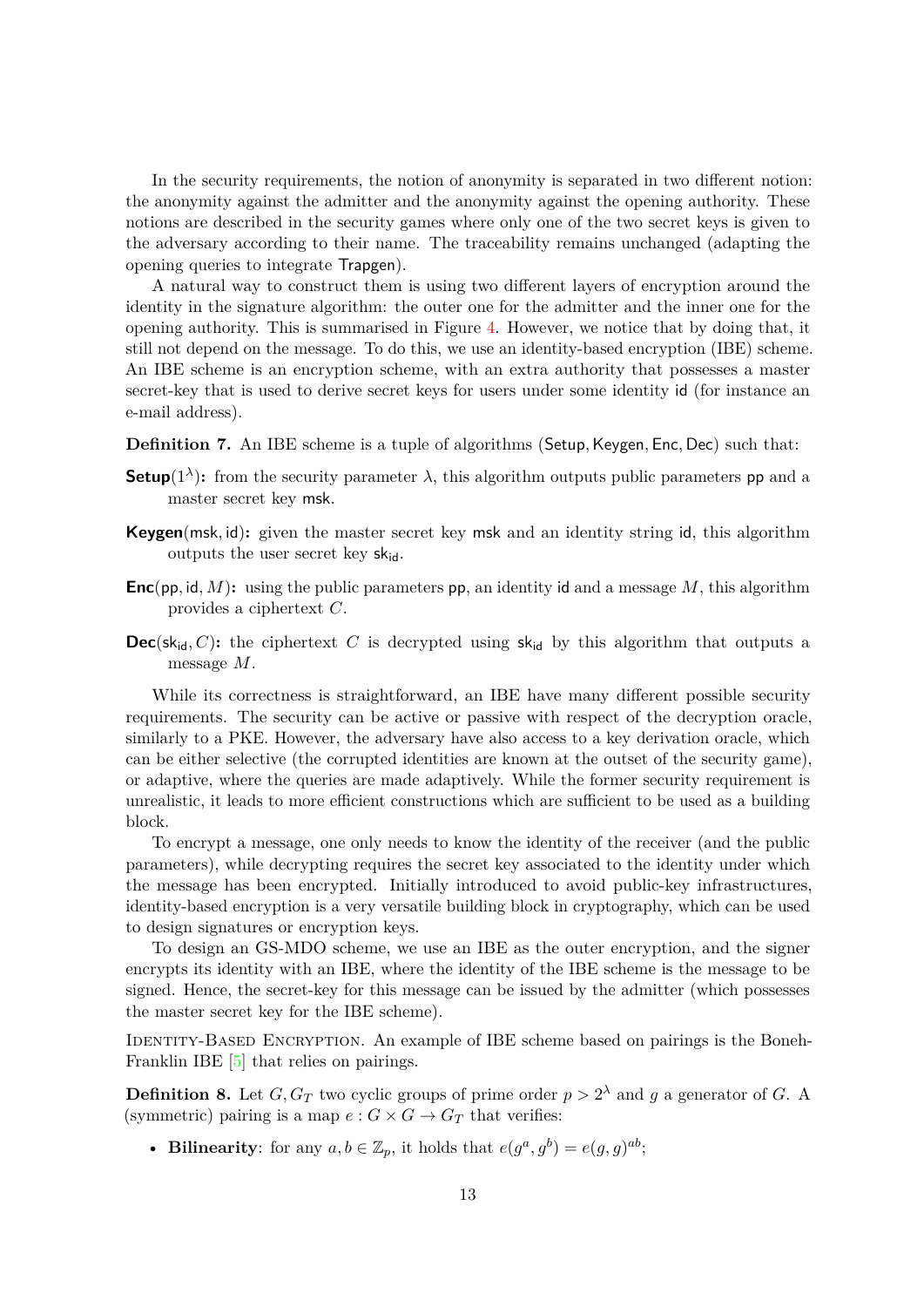In the security requirements, the notion of anonymity is separated in two different notion: the anonymity against the admitter and the anonymity against the opening authority. These notions are described in the security games where only one of the two secret keys is given to the adversary according to their name. The traceability remains unchanged (adapting the opening queries to integrate $\mathsf{Trapgen}$).

A natural way to construct them is using two different layers of encryption around the identity in the signature algorithm: the outer one for the admitter and the inner one for the opening authority. This is summarised in Figure 4. However, we notice that by doing that, it still not depend on the message. To do this, we use an identity-based encryption (IBE) scheme. An IBE scheme is an encryption scheme, with an extra authority that possesses a master secret-key that is used to derive secret keys for users under some identity $\mathsf{id}$ (for instance an e-mail address).

**Definition 7.** An IBE scheme is a tuple of algorithms ($\mathsf{Setup}, \mathsf{Keygen}, \mathsf{Enc}, \mathsf{Dec}$) such that:

**$\mathsf{Setup}(1^\lambda)$:** from the security parameter $\lambda$, this algorithm outputs public parameters $\mathsf{pp}$ and a master secret key $\mathsf{msk}$.

**$\mathsf{Keygen}(\mathsf{msk}, \mathsf{id})$:** given the master secret key $\mathsf{msk}$ and an identity string $\mathsf{id}$, this algorithm outputs the user secret key $\mathsf{sk}_{\mathsf{id}}$.

**$\mathsf{Enc}(\mathsf{pp}, \mathsf{id}, M)$:** using the public parameters $\mathsf{pp}$, an identity $\mathsf{id}$ and a message $M$, this algorithm provides a ciphertext $C$.

**$\mathsf{Dec}(\mathsf{sk}_{\mathsf{id}}, C)$:** the ciphertext $C$ is decrypted using $\mathsf{sk}_{\mathsf{id}}$ by this algorithm that outputs a message $M$.

While its correctness is straightforward, an IBE have many different possible security requirements. The security can be active or passive with respect of the decryption oracle, similarly to a PKE. However, the adversary have also access to a key derivation oracle, which can be either selective (the corrupted identities are known at the outset of the security game), or adaptive, where the queries are made adaptively. While the former security requirement is unrealistic, it leads to more efficient constructions which are sufficient to be used as a building block.

To encrypt a message, one only needs to know the identity of the receiver (and the public parameters), while decrypting requires the secret key associated to the identity under which the message has been encrypted. Initially introduced to avoid public-key infrastructures, identity-based encryption is a very versatile building block in cryptography, which can be used to design signatures or encryption keys.

To design an GS-MDO scheme, we use an IBE as the outer encryption, and the signer encrypts its identity with an IBE, where the identity of the IBE scheme is the message to be signed. Hence, the secret-key for this message can be issued by the admitter (which possesses the master secret key for the IBE scheme).

Identity-Based Encryption. An example of IBE scheme based on pairings is the Boneh-Franklin IBE [5] that relies on pairings.

**Definition 8.** Let $G, G_T$ two cyclic groups of prime order $p > 2^\lambda$ and $g$ a generator of $G$. A (symmetric) pairing is a map $e : G \times G \to G_T$ that verifies:

- **Bilinearity**: for any $a, b \in \mathbb{Z}_p$, it holds that $e(g^a, g^b) = e(g, g)^{ab}$;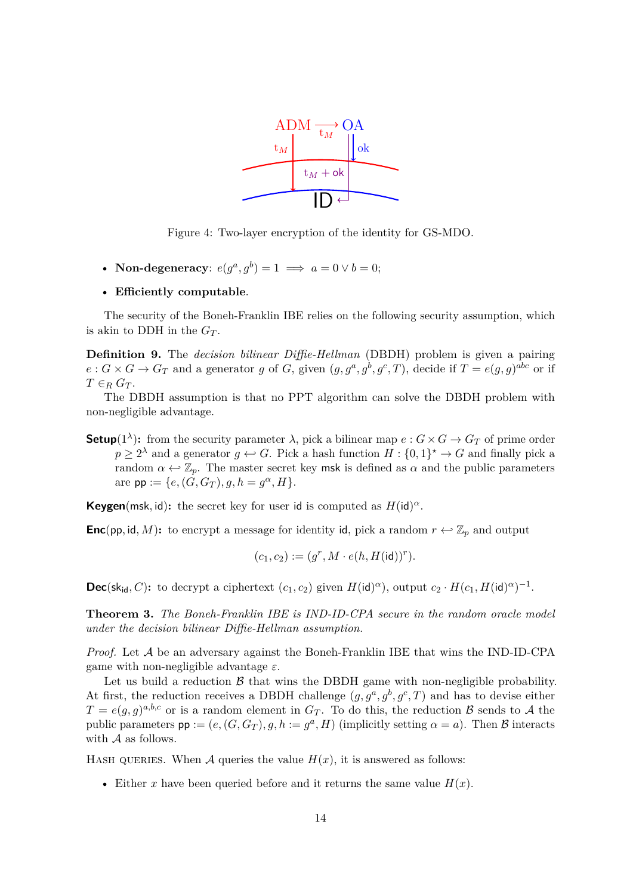Figure 4: Two-layer encryption of the identity for GS-MDO.

- **Non-degeneracy**: $e(g^a, g^b) = 1 \implies a = 0 \vee b = 0$;
- **Efficiently computable**.

The security of the Boneh-Franklin IBE relies on the following security assumption, which is akin to DDH in the $G_T$.

**Definition 9.** The *decision bilinear Diffie-Hellman* (DBDH) problem is given a pairing $e : G \times G \to G_T$ and a generator $g$ of $G$, given $(g, g^a, g^b, g^c, T)$, decide if $T = e(g, g)^{abc}$ or if $T \in_R G_T$.

The DBDH assumption is that no PPT algorithm can solve the DBDH problem with non-negligible advantage.

**Setup**($1^\lambda$)**:** from the security parameter $\lambda$, pick a bilinear map $e : G \times G \to G_T$ of prime order $p \geq 2^\lambda$ and a generator $g \hookleftarrow G$. Pick a hash function $H : \{0,1\}^\star \to G$ and finally pick a random $\alpha \hookleftarrow \mathbb{Z}_p$. The master secret key $\mathsf{msk}$ is defined as $\alpha$ and the public parameters are $\mathsf{pp} := \{e, (G, G_T), g, h = g^\alpha, H\}$.

**Keygen**($\mathsf{msk}, \mathsf{id}$)**:** the secret key for user $\mathsf{id}$ is computed as $H(\mathsf{id})^\alpha$.

**Enc**($\mathsf{pp}, \mathsf{id}, M$)**:** to encrypt a message for identity $\mathsf{id}$, pick a random $r \hookleftarrow \mathbb{Z}_p$ and output

$$(c_1, c_2) := (g^r, M \cdot e(h, H(\mathsf{id}))^r).$$

**Dec**($\mathsf{sk}_{\mathsf{id}}, C$)**:** to decrypt a ciphertext $(c_1, c_2)$ given $H(\mathsf{id})^\alpha$), output $c_2 \cdot H(c_1, H(\mathsf{id})^\alpha)^{-1}$.

**Theorem 3.** *The Boneh-Franklin IBE is IND-ID-CPA secure in the random oracle model under the decision bilinear Diffie-Hellman assumption.*

*Proof.* Let $\mathcal{A}$ be an adversary against the Boneh-Franklin IBE that wins the IND-ID-CPA game with non-negligible advantage $\varepsilon$.

Let us build a reduction $\mathcal{B}$ that wins the DBDH game with non-negligible probability. At first, the reduction receives a DBDH challenge $(g, g^a, g^b, g^c, T)$ and has to devise either $T = e(g, g)^{a,b,c}$ or is a random element in $G_T$. To do this, the reduction $\mathcal{B}$ sends to $\mathcal{A}$ the public parameters $\mathsf{pp} := (e, (G, G_T), g, h := g^a, H)$ (implicitly setting $\alpha = a$). Then $\mathcal{B}$ interacts with $\mathcal{A}$ as follows.

Hash queries. When $\mathcal{A}$ queries the value $H(x)$, it is answered as follows:

- Either $x$ have been queried before and it returns the same value $H(x)$.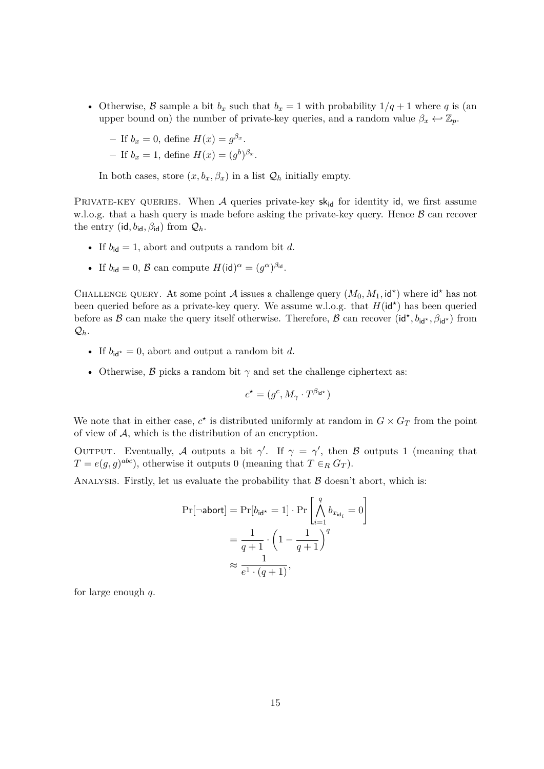- Otherwise, $\mathcal{B}$ sample a bit $b_x$ such that $b_x = 1$ with probability $1/q+1$ where $q$ is (an upper bound on) the number of private-key queries, and a random value $\beta_x \hookleftarrow \mathbb{Z}_p$.
  - If $b_x = 0$, define $H(x) = g^{\beta_x}$.
  - If $b_x = 1$, define $H(x) = (g^b)^{\beta_x}$.

  In both cases, store $(x, b_x, \beta_x)$ in a list $\mathcal{Q}_h$ initially empty.

Private-key queries. When $\mathcal{A}$ queries private-key $\mathsf{sk}_{\mathsf{id}}$ for identity $\mathsf{id}$, we first assume w.l.o.g. that a hash query is made before asking the private-key query. Hence $\mathcal{B}$ can recover the entry $(\mathsf{id}, b_{\mathsf{id}}, \beta_{\mathsf{id}})$ from $\mathcal{Q}_h$.

- If $b_{\mathsf{id}} = 1$, abort and outputs a random bit $d$.
- If $b_{\mathsf{id}} = 0$, $\mathcal{B}$ can compute $H(\mathsf{id})^\alpha = (g^\alpha)^{\beta_{\mathsf{id}}}$.

Challenge query. At some point $\mathcal{A}$ issues a challenge query $(M_0, M_1, \mathsf{id}^\star)$ where $\mathsf{id}^\star$ has not been queried before as a private-key query. We assume w.l.o.g. that $H(\mathsf{id}^\star)$ has been queried before as $\mathcal{B}$ can make the query itself otherwise. Therefore, $\mathcal{B}$ can recover $(\mathsf{id}^\star, b_{\mathsf{id}^\star}, \beta_{\mathsf{id}^\star})$ from $\mathcal{Q}_h$.

- If $b_{\mathsf{id}^\star} = 0$, abort and output a random bit $d$.
- Otherwise, $\mathcal{B}$ picks a random bit $\gamma$ and set the challenge ciphertext as:

$$c^\star = (g^c, M_\gamma \cdot T^{\beta_{\mathsf{id}^\star}})$$

We note that in either case, $c^\star$ is distributed uniformly at random in $G \times G_T$ from the point of view of $\mathcal{A}$, which is the distribution of an encryption.

Output. Eventually, $\mathcal{A}$ outputs a bit $\gamma'$. If $\gamma = \gamma'$, then $\mathcal{B}$ outputs 1 (meaning that $T = e(g,g)^{abc}$), otherwise it outputs 0 (meaning that $T \in_R G_T$).

Analysis. Firstly, let us evaluate the probability that $\mathcal{B}$ doesn't abort, which is:

$$\begin{aligned}
\Pr[\neg\mathsf{abort}] &= \Pr[b_{\mathsf{id}^\star} = 1] \cdot \Pr\left[\bigwedge_{i=1}^{q} b_{x_{\mathsf{id}_i}} = 0\right] \\
&= \frac{1}{q+1} \cdot \left(1 - \frac{1}{q+1}\right)^q \\
&\approx \frac{1}{e^1 \cdot (q+1)},
\end{aligned}$$

for large enough $q$.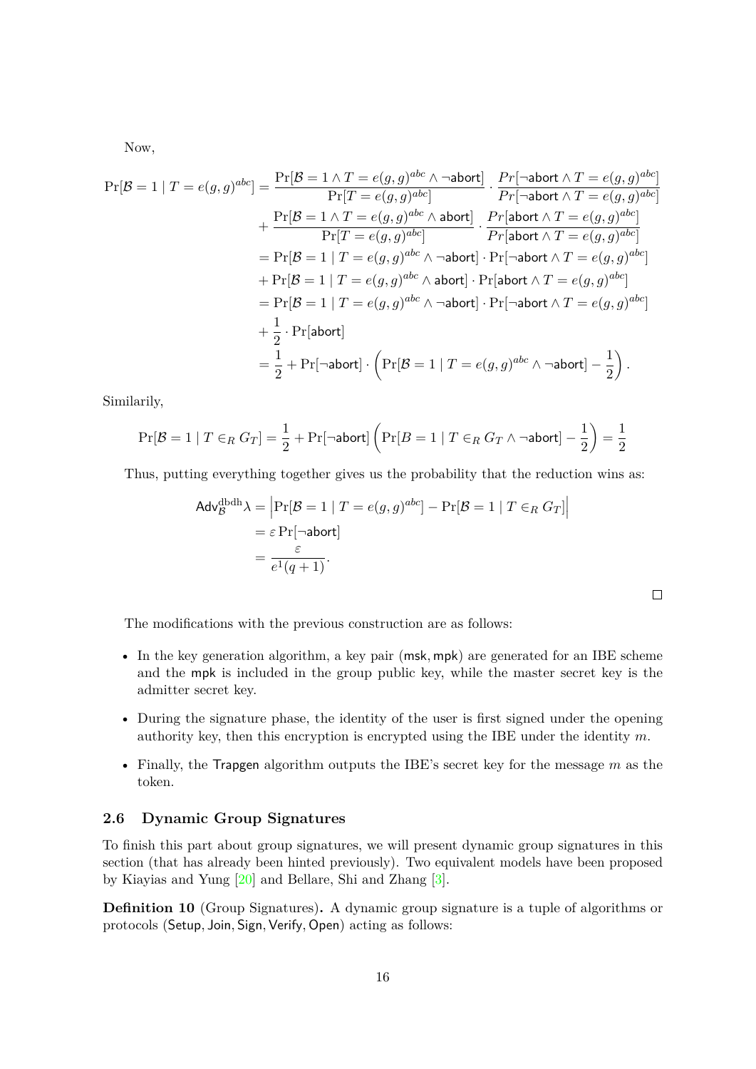Now,

$$
\begin{aligned}
\Pr[\mathcal{B} = 1 \mid T = e(g,g)^{abc}] &= \frac{\Pr[\mathcal{B} = 1 \wedge T = e(g,g)^{abc} \wedge \neg\mathsf{abort}]}{\Pr[T = e(g,g)^{abc}]} \cdot \frac{Pr[\neg\mathsf{abort} \wedge T = e(g,g)^{abc}]}{Pr[\neg\mathsf{abort} \wedge T = e(g,g)^{abc}]} \\
&+ \frac{\Pr[\mathcal{B} = 1 \wedge T = e(g,g)^{abc} \wedge \mathsf{abort}]}{\Pr[T = e(g,g)^{abc}]} \cdot \frac{Pr[\mathsf{abort} \wedge T = e(g,g)^{abc}]}{Pr[\mathsf{abort} \wedge T = e(g,g)^{abc}]} \\
&= \Pr[\mathcal{B} = 1 \mid T = e(g,g)^{abc} \wedge \neg\mathsf{abort}] \cdot \Pr[\neg\mathsf{abort} \wedge T = e(g,g)^{abc}] \\
&+ \Pr[\mathcal{B} = 1 \mid T = e(g,g)^{abc} \wedge \mathsf{abort}] \cdot \Pr[\mathsf{abort} \wedge T = e(g,g)^{abc}] \\
&= \Pr[\mathcal{B} = 1 \mid T = e(g,g)^{abc} \wedge \neg\mathsf{abort}] \cdot \Pr[\neg\mathsf{abort} \wedge T = e(g,g)^{abc}] \\
&+ \frac{1}{2} \cdot \Pr[\mathsf{abort}] \\
&= \frac{1}{2} + \Pr[\neg\mathsf{abort}] \cdot \left( \Pr[\mathcal{B} = 1 \mid T = e(g,g)^{abc} \wedge \neg\mathsf{abort}] - \frac{1}{2} \right).
\end{aligned}
$$

Similarily,

$$
\Pr[\mathcal{B} = 1 \mid T \in_R G_T] = \frac{1}{2} + \Pr[\neg\mathsf{abort}] \left( \Pr[B = 1 \mid T \in_R G_T \wedge \neg\mathsf{abort}] - \frac{1}{2} \right) = \frac{1}{2}
$$

Thus, putting everything together gives us the probability that the reduction wins as:

$$
\begin{aligned}
\mathsf{Adv}_{\mathcal{B}}^{\mathrm{dbdh}} \lambda &= \left| \Pr[\mathcal{B} = 1 \mid T = e(g,g)^{abc}] - \Pr[\mathcal{B} = 1 \mid T \in_R G_T] \right| \\
&= \varepsilon \Pr[\neg\mathsf{abort}] \\
&= \frac{\varepsilon}{e^1(q+1)}.
\end{aligned}
$$

□

The modifications with the previous construction are as follows:

- In the key generation algorithm, a key pair $(\mathsf{msk}, \mathsf{mpk})$ are generated for an IBE scheme and the $\mathsf{mpk}$ is included in the group public key, while the master secret key is the admitter secret key.
- During the signature phase, the identity of the user is first signed under the opening authority key, then this encryption is encrypted using the IBE under the identity $m$.
- Finally, the $\mathsf{Trapgen}$ algorithm outputs the IBE's secret key for the message $m$ as the token.

### 2.6 Dynamic Group Signatures

To finish this part about group signatures, we will present dynamic group signatures in this section (that has already been hinted previously). Two equivalent models have been proposed by Kiayias and Yung [20] and Bellare, Shi and Zhang [3].

**Definition 10** (Group Signatures)**.** A dynamic group signature is a tuple of algorithms or protocols $(\mathsf{Setup}, \mathsf{Join}, \mathsf{Sign}, \mathsf{Verify}, \mathsf{Open})$ acting as follows: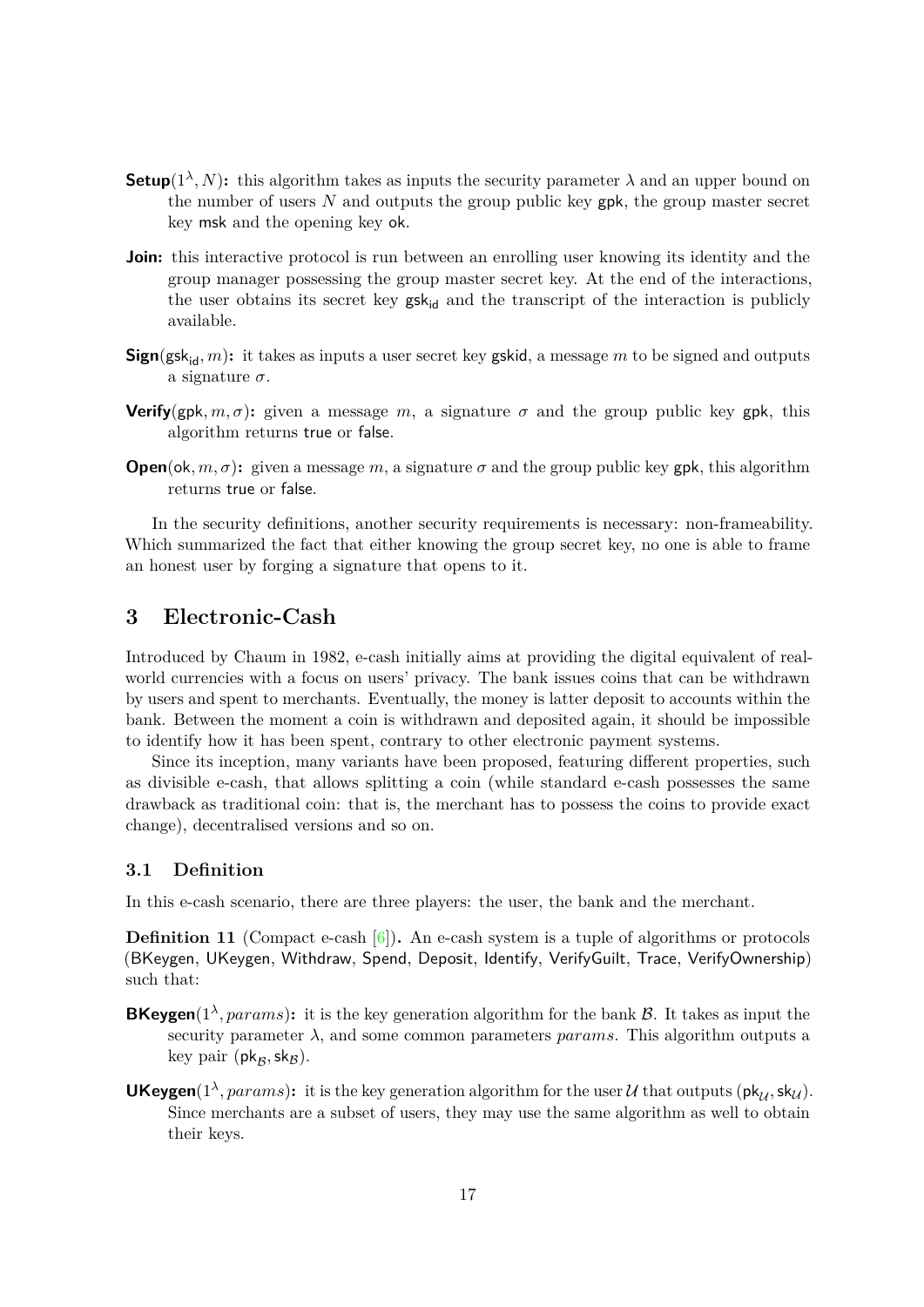**Setup**$(1^\lambda, N)$**:** this algorithm takes as inputs the security parameter $\lambda$ and an upper bound on the number of users $N$ and outputs the group public key gpk, the group master secret key msk and the opening key ok.

**Join:** this interactive protocol is run between an enrolling user knowing its identity and the group manager possessing the group master secret key. At the end of the interactions, the user obtains its secret key $\mathsf{gsk}_{\mathsf{id}}$ and the transcript of the interaction is publicly available.

**Sign**$(\mathsf{gsk}_{\mathsf{id}}, m)$**:** it takes as inputs a user secret key gskid, a message $m$ to be signed and outputs a signature $\sigma$.

**Verify**$(\mathsf{gpk}, m, \sigma)$**:** given a message $m$, a signature $\sigma$ and the group public key gpk, this algorithm returns true or false.

**Open**$(\mathsf{ok}, m, \sigma)$**:** given a message $m$, a signature $\sigma$ and the group public key gpk, this algorithm returns true or false.

In the security definitions, another security requirements is necessary: non-frameability. Which summarized the fact that either knowing the group secret key, no one is able to frame an honest user by forging a signature that opens to it.

# 3 Electronic-Cash

Introduced by Chaum in 1982, e-cash initially aims at providing the digital equivalent of real-world currencies with a focus on users' privacy. The bank issues coins that can be withdrawn by users and spent to merchants. Eventually, the money is latter deposit to accounts within the bank. Between the moment a coin is withdrawn and deposited again, it should be impossible to identify how it has been spent, contrary to other electronic payment systems.

Since its inception, many variants have been proposed, featuring different properties, such as divisible e-cash, that allows splitting a coin (while standard e-cash possesses the same drawback as traditional coin: that is, the merchant has to possess the coins to provide exact change), decentralised versions and so on.

## 3.1 Definition

In this e-cash scenario, there are three players: the user, the bank and the merchant.

**Definition 11** (Compact e-cash [6])**.** An e-cash system is a tuple of algorithms or protocols (BKeygen, UKeygen, Withdraw, Spend, Deposit, Identify, VerifyGuilt, Trace, VerifyOwnership) such that:

**BKeygen**$(1^\lambda, params)$**:** it is the key generation algorithm for the bank $\mathcal{B}$. It takes as input the security parameter $\lambda$, and some common parameters $params$. This algorithm outputs a key pair $(\mathsf{pk}_\mathcal{B}, \mathsf{sk}_\mathcal{B})$.

**UKeygen**$(1^\lambda, params)$**:** it is the key generation algorithm for the user $\mathcal{U}$ that outputs $(\mathsf{pk}_\mathcal{U}, \mathsf{sk}_\mathcal{U})$. Since merchants are a subset of users, they may use the same algorithm as well to obtain their keys.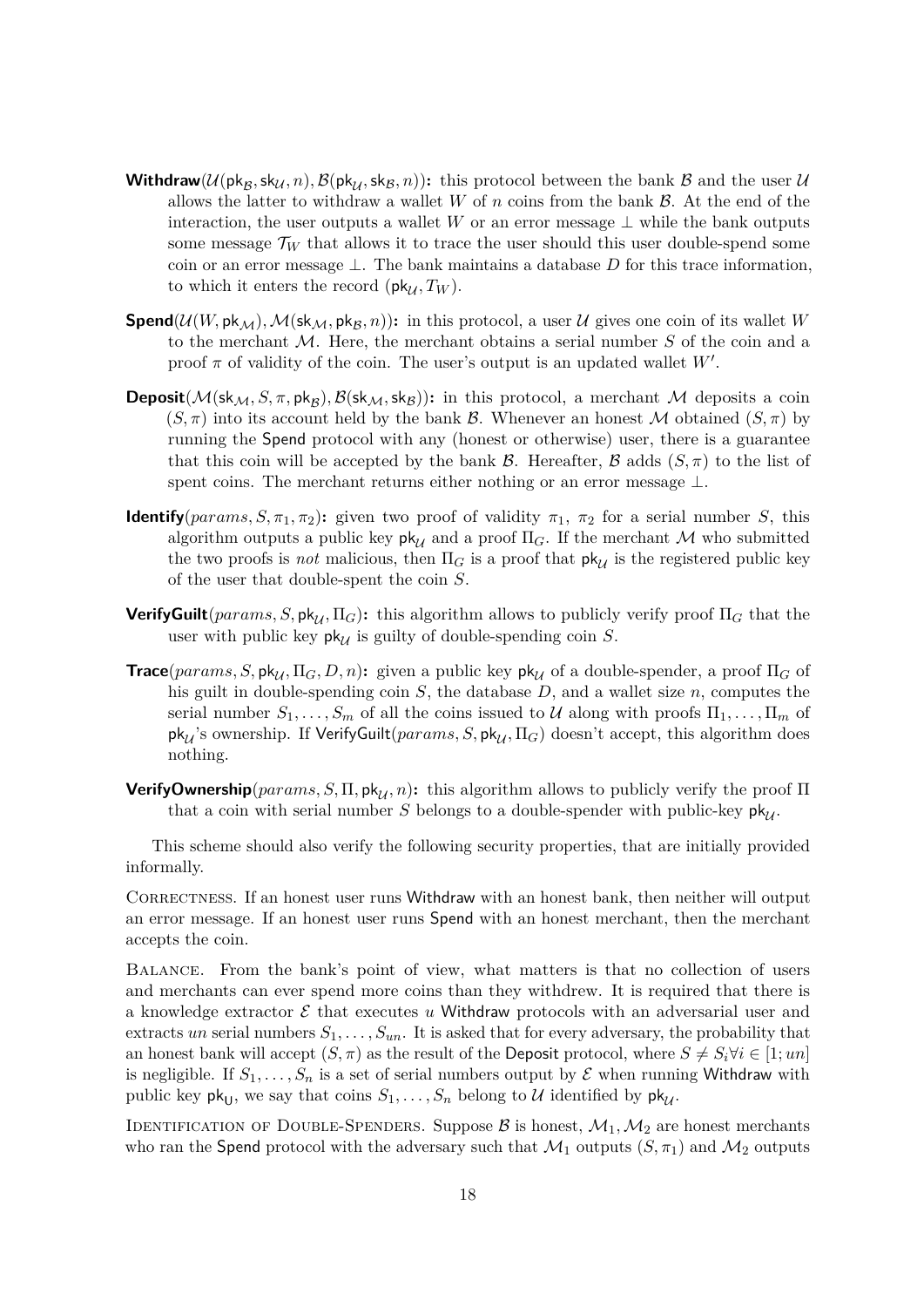- **Withdraw**$(\mathcal{U}(\mathsf{pk}_\mathcal{B}, \mathsf{sk}_\mathcal{U}, n), \mathcal{B}(\mathsf{pk}_\mathcal{U}, \mathsf{sk}_\mathcal{B}, n))$**:** this protocol between the bank $\mathcal{B}$ and the user $\mathcal{U}$ allows the latter to withdraw a wallet $W$ of $n$ coins from the bank $\mathcal{B}$. At the end of the interaction, the user outputs a wallet $W$ or an error message $\perp$ while the bank outputs some message $\mathcal{T}_W$ that allows it to trace the user should this user double-spend some coin or an error message $\perp$. The bank maintains a database $D$ for this trace information, to which it enters the record $(\mathsf{pk}_\mathcal{U}, T_W)$.
- **Spend**$(\mathcal{U}(W, \mathsf{pk}_\mathcal{M}), \mathcal{M}(\mathsf{sk}_\mathcal{M}, \mathsf{pk}_\mathcal{B}, n))$**:** in this protocol, a user $\mathcal{U}$ gives one coin of its wallet $W$ to the merchant $\mathcal{M}$. Here, the merchant obtains a serial number $S$ of the coin and a proof $\pi$ of validity of the coin. The user's output is an updated wallet $W'$.
- **Deposit**$(\mathcal{M}(\mathsf{sk}_\mathcal{M}, S, \pi, \mathsf{pk}_\mathcal{B}), \mathcal{B}(\mathsf{sk}_\mathcal{M}, \mathsf{sk}_\mathcal{B}))$**:** in this protocol, a merchant $\mathcal{M}$ deposits a coin $(S, \pi)$ into its account held by the bank $\mathcal{B}$. Whenever an honest $\mathcal{M}$ obtained $(S, \pi)$ by running the Spend protocol with any (honest or otherwise) user, there is a guarantee that this coin will be accepted by the bank $\mathcal{B}$. Hereafter, $\mathcal{B}$ adds $(S, \pi)$ to the list of spent coins. The merchant returns either nothing or an error message $\perp$.
- **Identify**$(params, S, \pi_1, \pi_2)$**:** given two proof of validity $\pi_1$, $\pi_2$ for a serial number $S$, this algorithm outputs a public key $\mathsf{pk}_\mathcal{U}$ and a proof $\Pi_G$. If the merchant $\mathcal{M}$ who submitted the two proofs is *not* malicious, then $\Pi_G$ is a proof that $\mathsf{pk}_\mathcal{U}$ is the registered public key of the user that double-spent the coin $S$.
- **VerifyGuilt**$(params, S, \mathsf{pk}_\mathcal{U}, \Pi_G)$**:** this algorithm allows to publicly verify proof $\Pi_G$ that the user with public key $\mathsf{pk}_\mathcal{U}$ is guilty of double-spending coin $S$.
- **Trace**$(params, S, \mathsf{pk}_\mathcal{U}, \Pi_G, D, n)$**:** given a public key $\mathsf{pk}_\mathcal{U}$ of a double-spender, a proof $\Pi_G$ of his guilt in double-spending coin $S$, the database $D$, and a wallet size $n$, computes the serial number $S_1, \ldots, S_m$ of all the coins issued to $\mathcal{U}$ along with proofs $\Pi_1, \ldots, \Pi_m$ of $\mathsf{pk}_\mathcal{U}$'s ownership. If $\mathsf{VerifyGuilt}(params, S, \mathsf{pk}_\mathcal{U}, \Pi_G)$ doesn't accept, this algorithm does nothing.
- **VerifyOwnership**$(params, S, \Pi, \mathsf{pk}_\mathcal{U}, n)$**:** this algorithm allows to publicly verify the proof $\Pi$ that a coin with serial number $S$ belongs to a double-spender with public-key $\mathsf{pk}_\mathcal{U}$.

This scheme should also verify the following security properties, that are initially provided informally.

Correctness. If an honest user runs Withdraw with an honest bank, then neither will output an error message. If an honest user runs Spend with an honest merchant, then the merchant accepts the coin.

Balance. From the bank's point of view, what matters is that no collection of users and merchants can ever spend more coins than they withdrew. It is required that there is a knowledge extractor $\mathcal{E}$ that executes $u$ Withdraw protocols with an adversarial user and extracts $un$ serial numbers $S_1, \ldots, S_{un}$. It is asked that for every adversary, the probability that an honest bank will accept $(S, \pi)$ as the result of the Deposit protocol, where $S \neq S_i \forall i \in [1; un]$ is negligible. If $S_1, \ldots, S_n$ is a set of serial numbers output by $\mathcal{E}$ when running Withdraw with public key $\mathsf{pk}_\mathsf{U}$, we say that coins $S_1, \ldots, S_n$ belong to $\mathcal{U}$ identified by $\mathsf{pk}_\mathcal{U}$.

Identification of Double-Spenders. Suppose $\mathcal{B}$ is honest, $\mathcal{M}_1, \mathcal{M}_2$ are honest merchants who ran the Spend protocol with the adversary such that $\mathcal{M}_1$ outputs $(S, \pi_1)$ and $\mathcal{M}_2$ outputs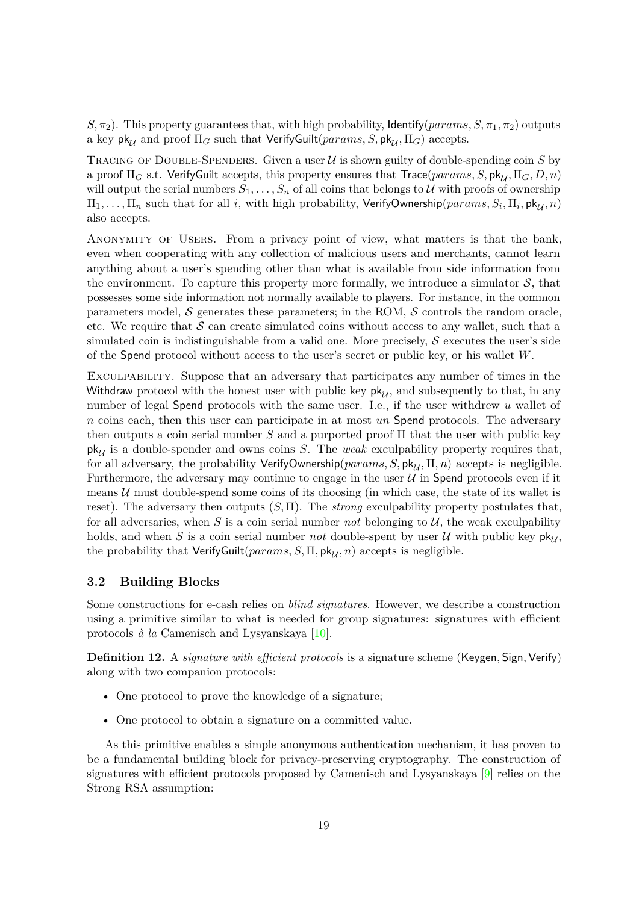$S, \pi_2$). This property guarantees that, with high probability, $\mathsf{Identify}(params, S, \pi_1, \pi_2)$ outputs a key $\mathsf{pk}_\mathcal{U}$ and proof $\Pi_G$ such that $\mathsf{VerifyGuilt}(params, S, \mathsf{pk}_\mathcal{U}, \Pi_G)$ accepts.

Tracing of Double-Spenders. Given a user $\mathcal{U}$ is shown guilty of double-spending coin $S$ by a proof $\Pi_G$ s.t. $\mathsf{VerifyGuilt}$ accepts, this property ensures that $\mathsf{Trace}(params, S, \mathsf{pk}_\mathcal{U}, \Pi_G, D, n)$ will output the serial numbers $S_1, \ldots, S_n$ of all coins that belongs to $\mathcal{U}$ with proofs of ownership $\Pi_1, \ldots, \Pi_n$ such that for all $i$, with high probability, $\mathsf{VerifyOwnership}(params, S_i, \Pi_i, \mathsf{pk}_\mathcal{U}, n)$ also accepts.

Anonymity of Users. From a privacy point of view, what matters is that the bank, even when cooperating with any collection of malicious users and merchants, cannot learn anything about a user's spending other than what is available from side information from the environment. To capture this property more formally, we introduce a simulator $\mathcal{S}$, that possesses some side information not normally available to players. For instance, in the common parameters model, $\mathcal{S}$ generates these parameters; in the ROM, $\mathcal{S}$ controls the random oracle, etc. We require that $\mathcal{S}$ can create simulated coins without access to any wallet, such that a simulated coin is indistinguishable from a valid one. More precisely, $\mathcal{S}$ executes the user's side of the $\mathsf{Spend}$ protocol without access to the user's secret or public key, or his wallet $W$.

Exculpability. Suppose that an adversary that participates any number of times in the $\mathsf{Withdraw}$ protocol with the honest user with public key $\mathsf{pk}_\mathcal{U}$, and subsequently to that, in any number of legal $\mathsf{Spend}$ protocols with the same user. I.e., if the user withdrew $u$ wallet of $n$ coins each, then this user can participate in at most $un$ $\mathsf{Spend}$ protocols. The adversary then outputs a coin serial number $S$ and a purported proof $\Pi$ that the user with public key $\mathsf{pk}_\mathcal{U}$ is a double-spender and owns coins $S$. The *weak* exculpability property requires that, for all adversary, the probability $\mathsf{VerifyOwnership}(params, S, \mathsf{pk}_\mathcal{U}, \Pi, n)$ accepts is negligible. Furthermore, the adversary may continue to engage in the user $\mathcal{U}$ in $\mathsf{Spend}$ protocols even if it means $\mathcal{U}$ must double-spend some coins of its choosing (in which case, the state of its wallet is reset). The adversary then outputs $(S, \Pi)$. The *strong* exculpability property postulates that, for all adversaries, when $S$ is a coin serial number *not* belonging to $\mathcal{U}$, the weak exculpability holds, and when $S$ is a coin serial number *not* double-spent by user $\mathcal{U}$ with public key $\mathsf{pk}_\mathcal{U}$, the probability that $\mathsf{VerifyGuilt}(params, S, \Pi, \mathsf{pk}_\mathcal{U}, n)$ accepts is negligible.

### 3.2 Building Blocks

Some constructions for e-cash relies on *blind signatures*. However, we describe a construction using a primitive similar to what is needed for group signatures: signatures with efficient protocols *à la* Camenisch and Lysyanskaya [10].

**Definition 12.** A *signature with efficient protocols* is a signature scheme $(\mathsf{Keygen}, \mathsf{Sign}, \mathsf{Verify})$ along with two companion protocols:

- One protocol to prove the knowledge of a signature;
- One protocol to obtain a signature on a committed value.

As this primitive enables a simple anonymous authentication mechanism, it has proven to be a fundamental building block for privacy-preserving cryptography. The construction of signatures with efficient protocols proposed by Camenisch and Lysyanskaya [9] relies on the Strong RSA assumption: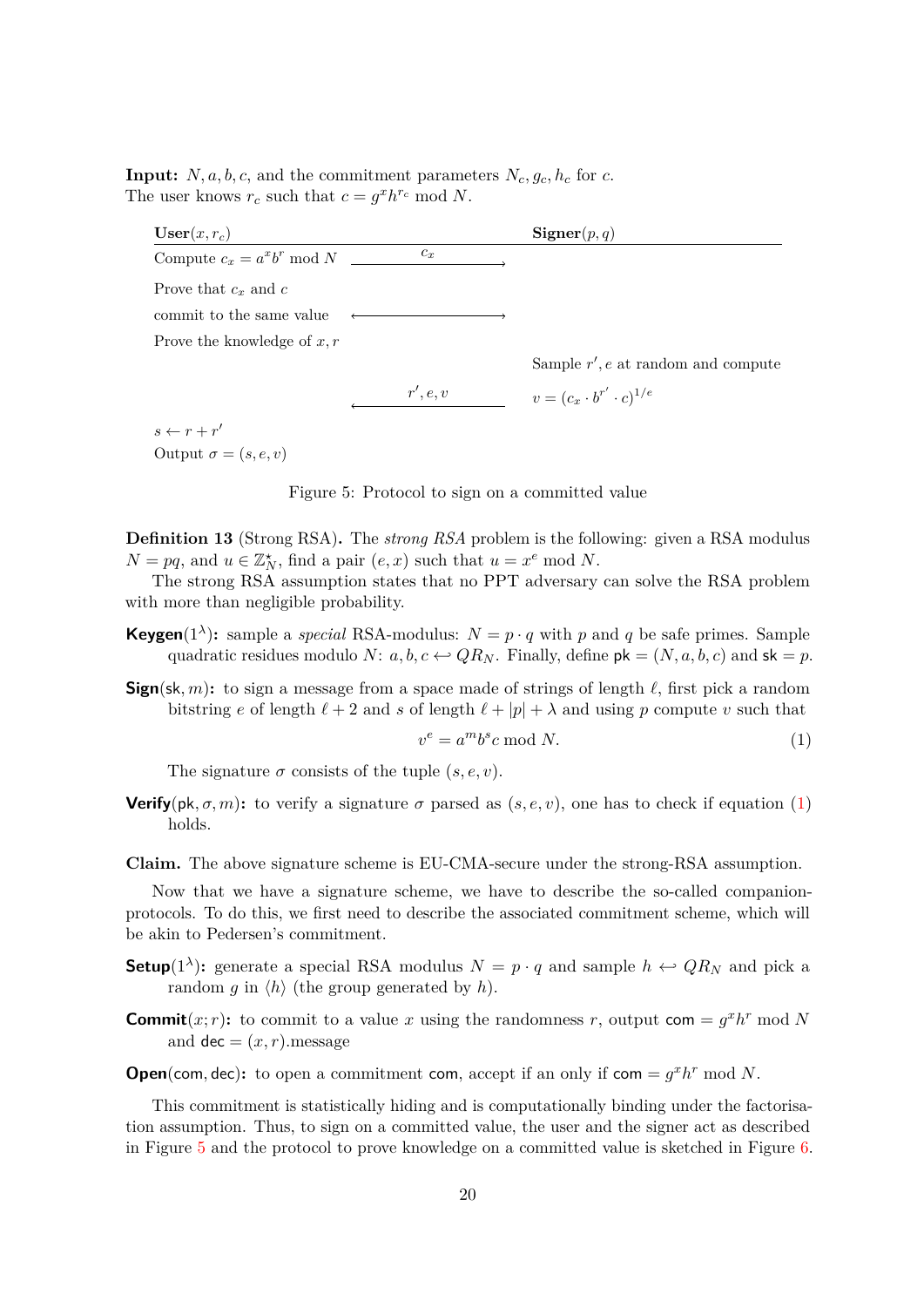**Input:** $N, a, b, c$, and the commitment parameters $N_c, g_c, h_c$ for $c$.
The user knows $r_c$ such that $c = g^x h^{r_c} \bmod N$.

| **User**$(x, r_c)$ | | **Signer**$(p, q)$ |
|---|---|---|
| Compute $c_x = a^x b^r \bmod N$ | $\xrightarrow{\quad c_x \quad}$ | |
| Prove that $c_x$ and $c$ commit to the same value | $\longleftrightarrow$ | |
| Prove the knowledge of $x, r$ | | |
| | | Sample $r', e$ at random and compute |
| | $\xleftarrow{\quad r', e, v \quad}$ | $v = (c_x \cdot b^{r'} \cdot c)^{1/e}$ |
| $s \leftarrow r + r'$ | | |
| Output $\sigma = (s, e, v)$ | | |

Figure 5: Protocol to sign on a committed value

**Definition 13** (Strong RSA)**.** The *strong RSA* problem is the following: given a RSA modulus $N = pq$, and $u \in \mathbb{Z}_N^\star$, find a pair $(e, x)$ such that $u = x^e \bmod N$.

The strong RSA assumption states that no PPT adversary can solve the RSA problem with more than negligible probability.

**Keygen**$(1^\lambda)$**:** sample a *special* RSA-modulus: $N = p \cdot q$ with $p$ and $q$ be safe primes. Sample quadratic residues modulo $N$: $a, b, c \hookleftarrow QR_N$. Finally, define $\mathsf{pk} = (N, a, b, c)$ and $\mathsf{sk} = p$.

**Sign**$(\mathsf{sk}, m)$**:** to sign a message from a space made of strings of length $\ell$, first pick a random bitstring $e$ of length $\ell + 2$ and $s$ of length $\ell + |p| + \lambda$ and using $p$ compute $v$ such that

$$v^e = a^m b^s c \bmod N. \tag{1}$$

The signature $\sigma$ consists of the tuple $(s, e, v)$.

**Verify**$(\mathsf{pk}, \sigma, m)$**:** to verify a signature $\sigma$ parsed as $(s, e, v)$, one has to check if equation (1) holds.

**Claim.** The above signature scheme is EU-CMA-secure under the strong-RSA assumption.

Now that we have a signature scheme, we have to describe the so-called companion-protocols. To do this, we first need to describe the associated commitment scheme, which will be akin to Pedersen's commitment.

**Setup**$(1^\lambda)$**:** generate a special RSA modulus $N = p \cdot q$ and sample $h \hookleftarrow QR_N$ and pick a random $g$ in $\langle h \rangle$ (the group generated by $h$).

**Commit**$(x; r)$**:** to commit to a value $x$ using the randomness $r$, output $\mathsf{com} = g^x h^r \bmod N$ and $\mathsf{dec} = (x, r)$.message

**Open**$(\mathsf{com}, \mathsf{dec})$**:** to open a commitment $\mathsf{com}$, accept if an only if $\mathsf{com} = g^x h^r \bmod N$.

This commitment is statistically hiding and is computationally binding under the factorisation assumption. Thus, to sign on a committed value, the user and the signer act as described in Figure 5 and the protocol to prove knowledge on a committed value is sketched in Figure 6.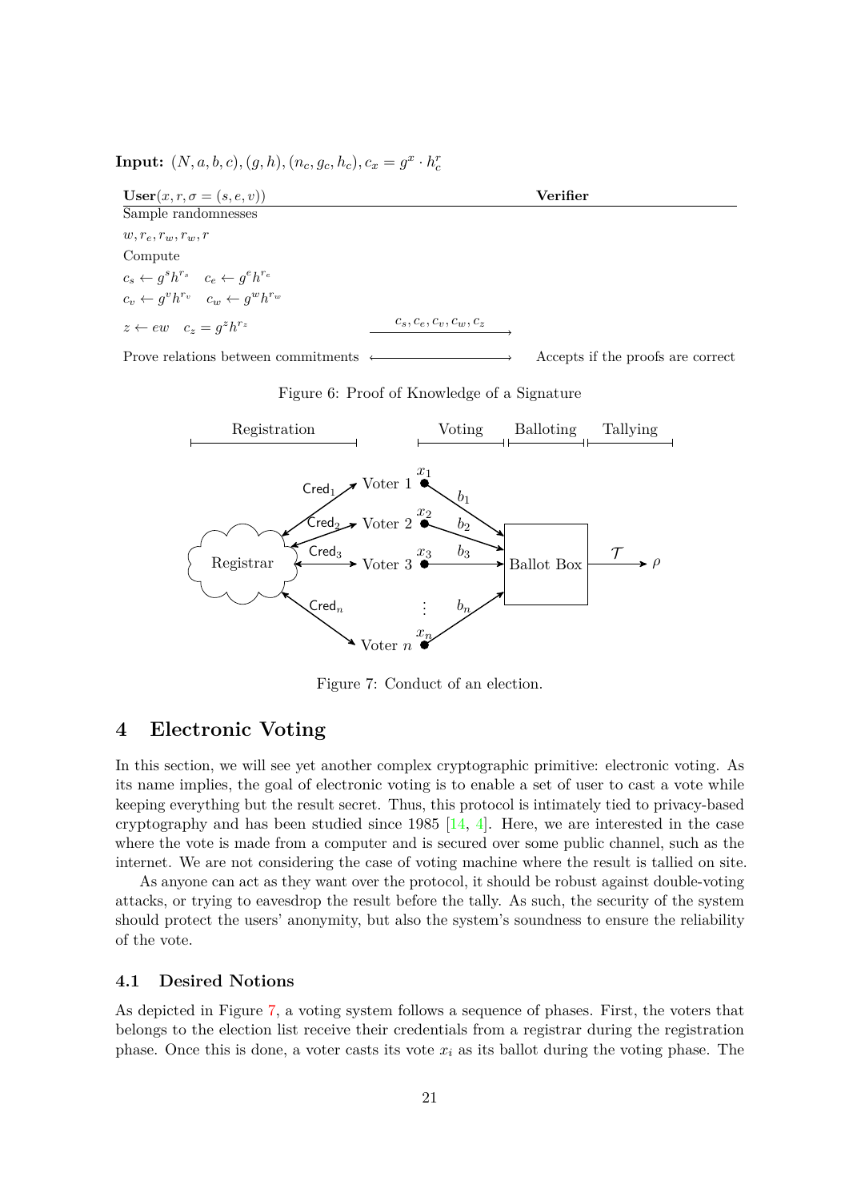**Input:** $(N, a, b, c), (g, h), (n_c, g_c, h_c), c_x = g^x \cdot h_c^r$

| **User**$(x, r, \sigma = (s, e, v))$ | | **Verifier** |
|---|---|---|
| Sample randomnesses | | |
| $w, r_e, r_w, r_w, r$ | | |
| Compute | | |
| $c_s \leftarrow g^s h^{r_s} \quad c_e \leftarrow g^e h^{r_e}$ | | |
| $c_v \leftarrow g^v h^{r_v} \quad c_w \leftarrow g^w h^{r_w}$ | | |
| $z \leftarrow ew \quad c_z = g^z h^{r_z}$ | $\xrightarrow{c_s, c_e, c_v, c_w, c_z}$ | |
| Prove relations between commitments | $\longleftrightarrow$ | Accepts if the proofs are correct |

Figure 6: Proof of Knowledge of a Signature

Figure 7: Conduct of an election.

# 4 Electronic Voting

In this section, we will see yet another complex cryptographic primitive: electronic voting. As its name implies, the goal of electronic voting is to enable a set of user to cast a vote while keeping everything but the result secret. Thus, this protocol is intimately tied to privacy-based cryptography and has been studied since 1985 [14, 4]. Here, we are interested in the case where the vote is made from a computer and is secured over some public channel, such as the internet. We are not considering the case of voting machine where the result is tallied on site.

As anyone can act as they want over the protocol, it should be robust against double-voting attacks, or trying to eavesdrop the result before the tally. As such, the security of the system should protect the users' anonymity, but also the system's soundness to ensure the reliability of the vote.

## 4.1 Desired Notions

As depicted in Figure 7, a voting system follows a sequence of phases. First, the voters that belongs to the election list receive their credentials from a registrar during the registration phase. Once this is done, a voter casts its vote $x_i$ as its ballot during the voting phase. The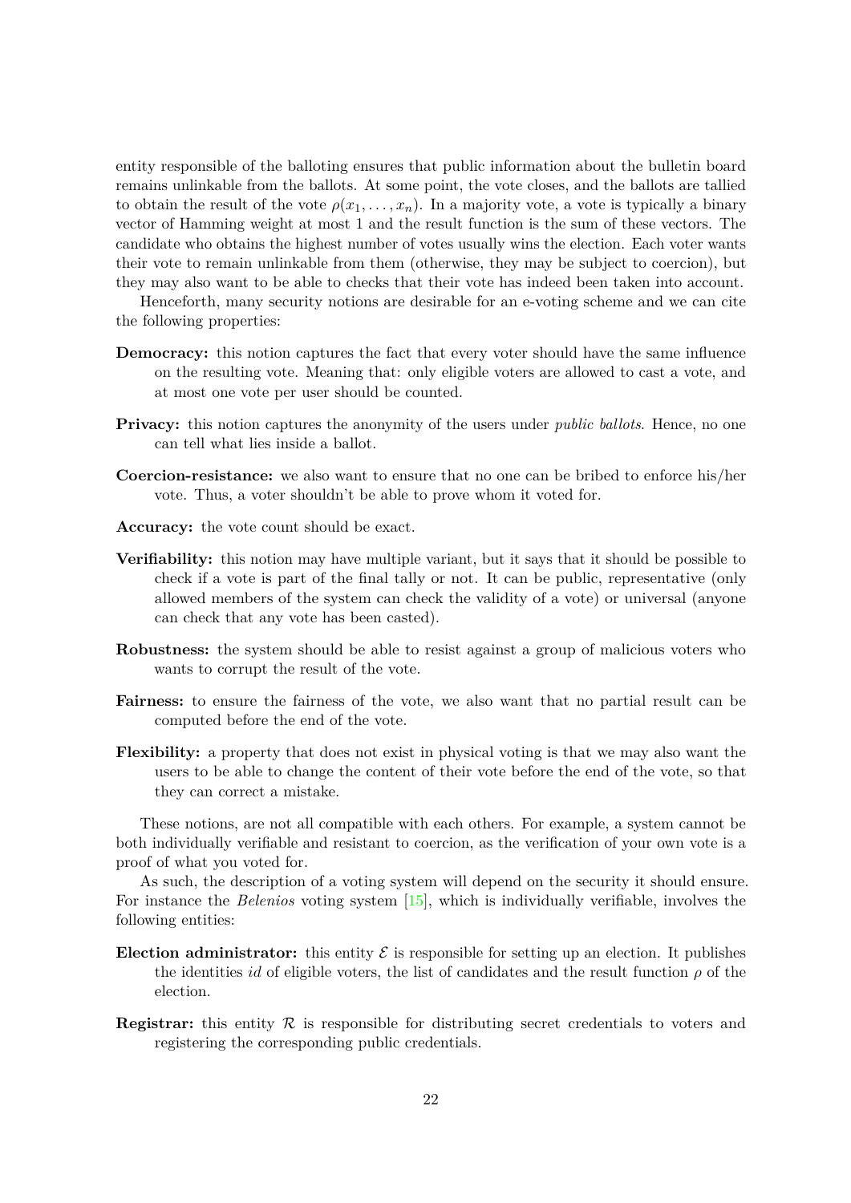entity responsible of the balloting ensures that public information about the bulletin board remains unlinkable from the ballots. At some point, the vote closes, and the ballots are tallied to obtain the result of the vote $\rho(x_1, \ldots, x_n)$. In a majority vote, a vote is typically a binary vector of Hamming weight at most 1 and the result function is the sum of these vectors. The candidate who obtains the highest number of votes usually wins the election. Each voter wants their vote to remain unlinkable from them (otherwise, they may be subject to coercion), but they may also want to be able to checks that their vote has indeed been taken into account.

Henceforth, many security notions are desirable for an e-voting scheme and we can cite the following properties:

- **Democracy:** this notion captures the fact that every voter should have the same influence on the resulting vote. Meaning that: only eligible voters are allowed to cast a vote, and at most one vote per user should be counted.
- **Privacy:** this notion captures the anonymity of the users under *public ballots*. Hence, no one can tell what lies inside a ballot.
- **Coercion-resistance:** we also want to ensure that no one can be bribed to enforce his/her vote. Thus, a voter shouldn't be able to prove whom it voted for.
- **Accuracy:** the vote count should be exact.
- **Verifiability:** this notion may have multiple variant, but it says that it should be possible to check if a vote is part of the final tally or not. It can be public, representative (only allowed members of the system can check the validity of a vote) or universal (anyone can check that any vote has been casted).
- **Robustness:** the system should be able to resist against a group of malicious voters who wants to corrupt the result of the vote.
- **Fairness:** to ensure the fairness of the vote, we also want that no partial result can be computed before the end of the vote.
- **Flexibility:** a property that does not exist in physical voting is that we may also want the users to be able to change the content of their vote before the end of the vote, so that they can correct a mistake.

These notions, are not all compatible with each others. For example, a system cannot be both individually verifiable and resistant to coercion, as the verification of your own vote is a proof of what you voted for.

As such, the description of a voting system will depend on the security it should ensure. For instance the *Belenios* voting system [15], which is individually verifiable, involves the following entities:

- **Election administrator:** this entity $\mathcal{E}$ is responsible for setting up an election. It publishes the identities $id$ of eligible voters, the list of candidates and the result function $\rho$ of the election.
- **Registrar:** this entity $\mathcal{R}$ is responsible for distributing secret credentials to voters and registering the corresponding public credentials.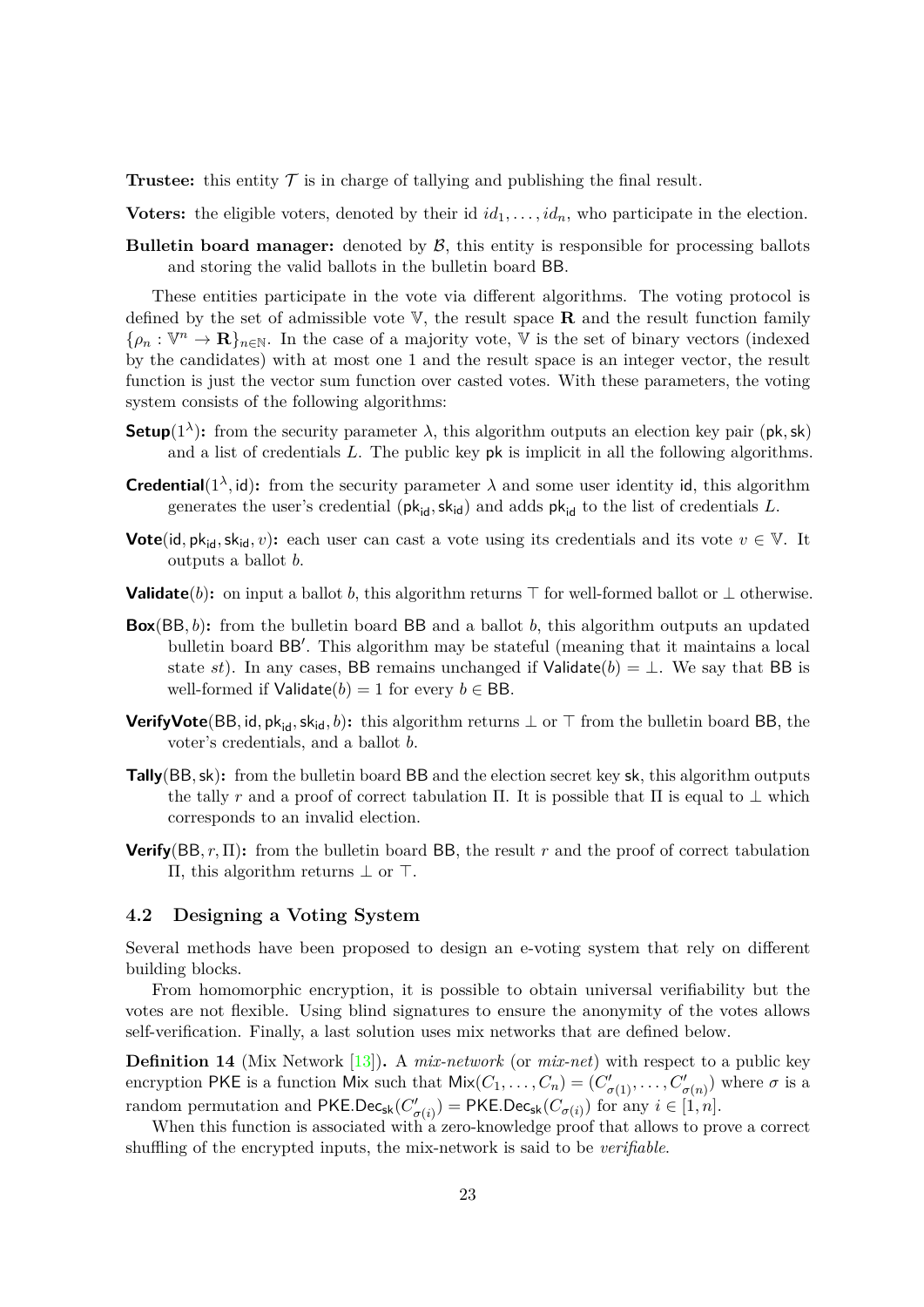**Trustee:** this entity $\mathcal{T}$ is in charge of tallying and publishing the final result.

**Voters:** the eligible voters, denoted by their id $id_1, \ldots, id_n$, who participate in the election.

**Bulletin board manager:** denoted by $\mathcal{B}$, this entity is responsible for processing ballots and storing the valid ballots in the bulletin board $\mathsf{BB}$.

These entities participate in the vote via different algorithms. The voting protocol is defined by the set of admissible vote $\mathbb{V}$, the result space $\mathbf{R}$ and the result function family $\{\rho_n : \mathbb{V}^n \to \mathbf{R}\}_{n\in\mathbb{N}}$. In the case of a majority vote, $\mathbb{V}$ is the set of binary vectors (indexed by the candidates) with at most one 1 and the result space is an integer vector, the result function is just the vector sum function over casted votes. With these parameters, the voting system consists of the following algorithms:

**$\mathsf{Setup}(1^\lambda)$:** from the security parameter $\lambda$, this algorithm outputs an election key pair $(\mathsf{pk}, \mathsf{sk})$ and a list of credentials $L$. The public key $\mathsf{pk}$ is implicit in all the following algorithms.

**$\mathsf{Credential}(1^\lambda, \mathsf{id})$:** from the security parameter $\lambda$ and some user identity $\mathsf{id}$, this algorithm generates the user's credential $(\mathsf{pk}_{\mathsf{id}}, \mathsf{sk}_{\mathsf{id}})$ and adds $\mathsf{pk}_{\mathsf{id}}$ to the list of credentials $L$.

**$\mathsf{Vote}(\mathsf{id}, \mathsf{pk}_{\mathsf{id}}, \mathsf{sk}_{\mathsf{id}}, v)$:** each user can cast a vote using its credentials and its vote $v \in \mathbb{V}$. It outputs a ballot $b$.

**$\mathsf{Validate}(b)$:** on input a ballot $b$, this algorithm returns $\top$ for well-formed ballot or $\perp$ otherwise.

**$\mathsf{Box}(\mathsf{BB}, b)$:** from the bulletin board $\mathsf{BB}$ and a ballot $b$, this algorithm outputs an updated bulletin board $\mathsf{BB}'$. This algorithm may be stateful (meaning that it maintains a local state $st$). In any cases, $\mathsf{BB}$ remains unchanged if $\mathsf{Validate}(b) = \perp$. We say that $\mathsf{BB}$ is well-formed if $\mathsf{Validate}(b) = 1$ for every $b \in \mathsf{BB}$.

**$\mathsf{VerifyVote}(\mathsf{BB}, \mathsf{id}, \mathsf{pk}_{\mathsf{id}}, \mathsf{sk}_{\mathsf{id}}, b)$:** this algorithm returns $\perp$ or $\top$ from the bulletin board $\mathsf{BB}$, the voter's credentials, and a ballot $b$.

**$\mathsf{Tally}(\mathsf{BB}, \mathsf{sk})$:** from the bulletin board $\mathsf{BB}$ and the election secret key $\mathsf{sk}$, this algorithm outputs the tally $r$ and a proof of correct tabulation $\Pi$. It is possible that $\Pi$ is equal to $\perp$ which corresponds to an invalid election.

**$\mathsf{Verify}(\mathsf{BB}, r, \Pi)$:** from the bulletin board $\mathsf{BB}$, the result $r$ and the proof of correct tabulation $\Pi$, this algorithm returns $\perp$ or $\top$.

### 4.2 Designing a Voting System

Several methods have been proposed to design an e-voting system that rely on different building blocks.

From homomorphic encryption, it is possible to obtain universal verifiability but the votes are not flexible. Using blind signatures to ensure the anonymity of the votes allows self-verification. Finally, a last solution uses mix networks that are defined below.

**Definition 14** (Mix Network [13])**.** A *mix-network* (or *mix-net*) with respect to a public key encryption $\mathsf{PKE}$ is a function $\mathsf{Mix}$ such that $\mathsf{Mix}(C_1, \ldots, C_n) = (C'_{\sigma(1)}, \ldots, C'_{\sigma(n)})$ where $\sigma$ is a random permutation and $\mathsf{PKE.Dec}_{\mathsf{sk}}(C'_{\sigma(i)}) = \mathsf{PKE.Dec}_{\mathsf{sk}}(C_{\sigma(i)})$ for any $i \in [1, n]$.

When this function is associated with a zero-knowledge proof that allows to prove a correct shuffling of the encrypted inputs, the mix-network is said to be *verifiable*.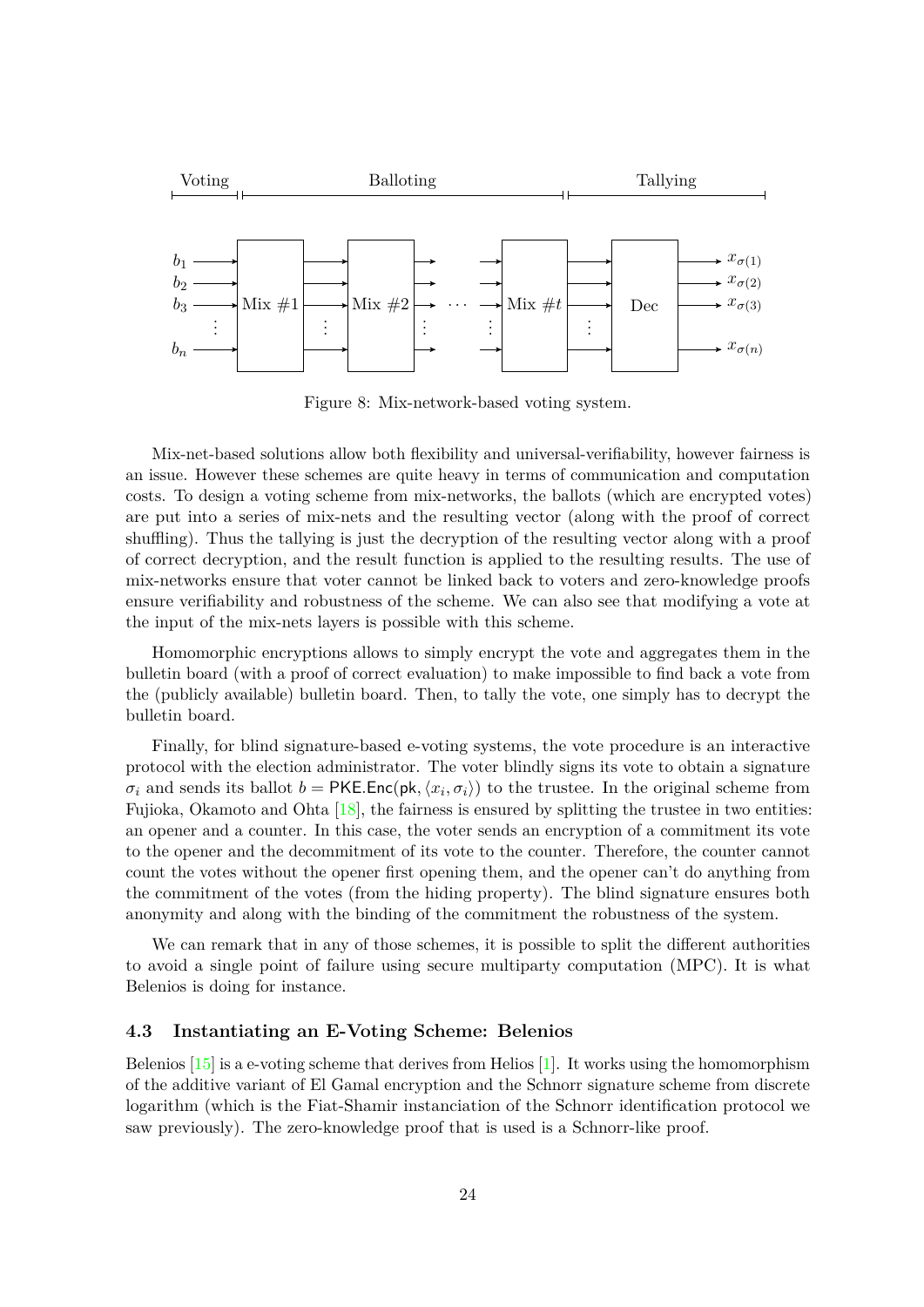Figure 8: Mix-network-based voting system.

Mix-net-based solutions allow both flexibility and universal-verifiability, however fairness is an issue. However these schemes are quite heavy in terms of communication and computation costs. To design a voting scheme from mix-networks, the ballots (which are encrypted votes) are put into a series of mix-nets and the resulting vector (along with the proof of correct shuffling). Thus the tallying is just the decryption of the resulting vector along with a proof of correct decryption, and the result function is applied to the resulting results. The use of mix-networks ensure that voter cannot be linked back to voters and zero-knowledge proofs ensure verifiability and robustness of the scheme. We can also see that modifying a vote at the input of the mix-nets layers is possible with this scheme.

Homomorphic encryptions allows to simply encrypt the vote and aggregates them in the bulletin board (with a proof of correct evaluation) to make impossible to find back a vote from the (publicly available) bulletin board. Then, to tally the vote, one simply has to decrypt the bulletin board.

Finally, for blind signature-based e-voting systems, the vote procedure is an interactive protocol with the election administrator. The voter blindly signs its vote to obtain a signature $\sigma_i$ and sends its ballot $b = \mathsf{PKE.Enc}(\mathsf{pk}, \langle x_i, \sigma_i \rangle)$ to the trustee. In the original scheme from Fujioka, Okamoto and Ohta [18], the fairness is ensured by splitting the trustee in two entities: an opener and a counter. In this case, the voter sends an encryption of a commitment its vote to the opener and the decommitment of its vote to the counter. Therefore, the counter cannot count the votes without the opener first opening them, and the opener can't do anything from the commitment of the votes (from the hiding property). The blind signature ensures both anonymity and along with the binding of the commitment the robustness of the system.

We can remark that in any of those schemes, it is possible to split the different authorities to avoid a single point of failure using secure multiparty computation (MPC). It is what Belenios is doing for instance.

### 4.3 Instantiating an E-Voting Scheme: Belenios

Belenios [15] is a e-voting scheme that derives from Helios [1]. It works using the homomorphism of the additive variant of El Gamal encryption and the Schnorr signature scheme from discrete logarithm (which is the Fiat-Shamir instanciation of the Schnorr identification protocol we saw previously). The zero-knowledge proof that is used is a Schnorr-like proof.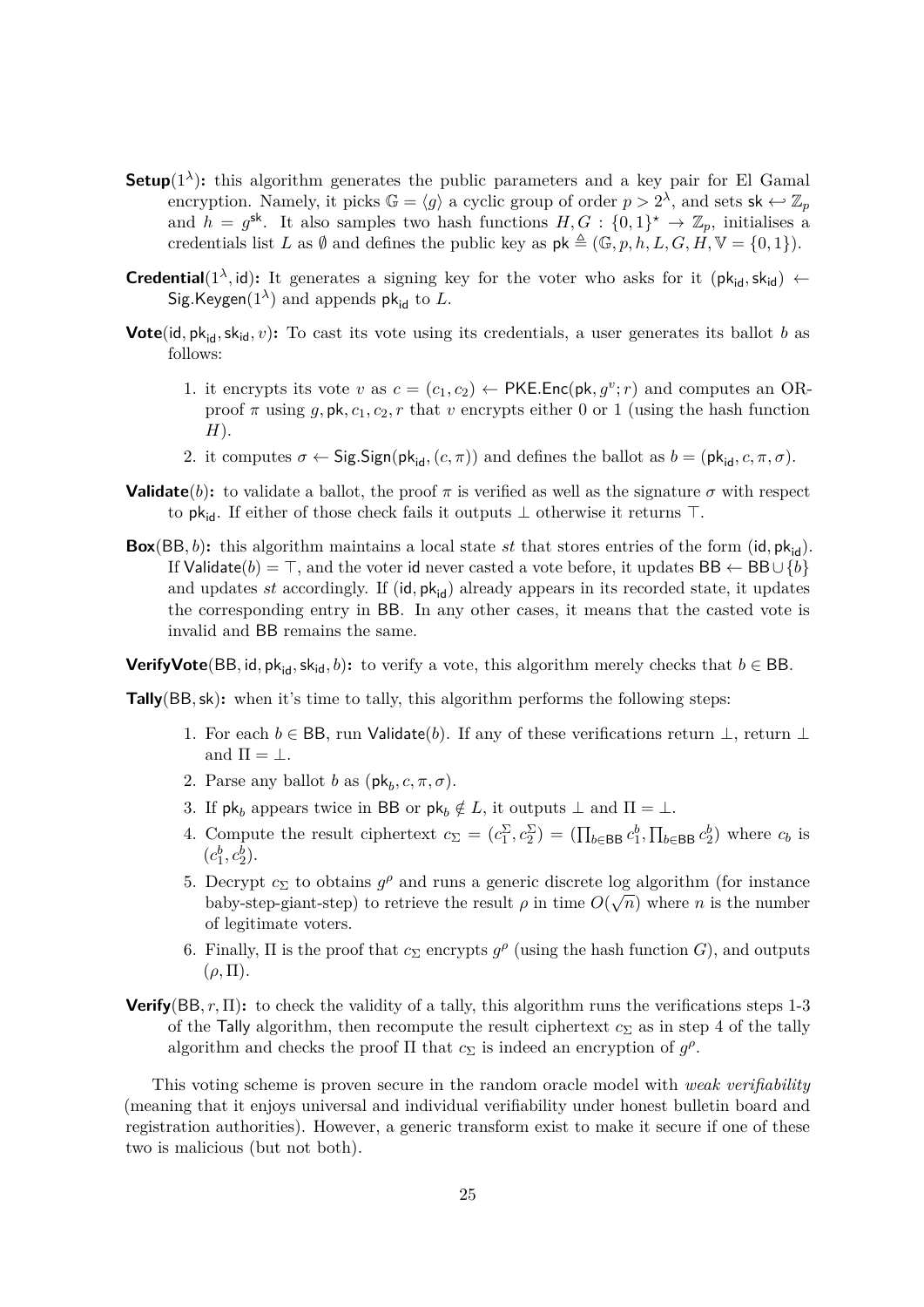**Setup**$(1^\lambda)$**:** this algorithm generates the public parameters and a key pair for El Gamal encryption. Namely, it picks $\mathbb{G} = \langle g \rangle$ a cyclic group of order $p > 2^\lambda$, and sets $\mathsf{sk} \hookleftarrow \mathbb{Z}_p$ and $h = g^{\mathsf{sk}}$. It also samples two hash functions $H, G : \{0,1\}^\star \to \mathbb{Z}_p$, initialises a credentials list $L$ as $\emptyset$ and defines the public key as $\mathsf{pk} \triangleq (\mathbb{G}, p, h, L, G, H, \mathbb{V} = \{0,1\})$.

**Credential**$(1^\lambda, \mathsf{id})$**:** It generates a signing key for the voter who asks for it $(\mathsf{pk}_{\mathsf{id}}, \mathsf{sk}_{\mathsf{id}}) \leftarrow \mathsf{Sig.Keygen}(1^\lambda)$ and appends $\mathsf{pk}_{\mathsf{id}}$ to $L$.

**Vote**$(\mathsf{id}, \mathsf{pk}_{\mathsf{id}}, \mathsf{sk}_{\mathsf{id}}, v)$**:** To cast its vote using its credentials, a user generates its ballot $b$ as follows:

1. it encrypts its vote $v$ as $c = (c_1, c_2) \leftarrow \mathsf{PKE.Enc}(\mathsf{pk}, g^v; r)$ and computes an OR-proof $\pi$ using $g, \mathsf{pk}, c_1, c_2, r$ that $v$ encrypts either 0 or 1 (using the hash function $H$).
2. it computes $\sigma \leftarrow \mathsf{Sig.Sign}(\mathsf{pk}_{\mathsf{id}}, (c, \pi))$ and defines the ballot as $b = (\mathsf{pk}_{\mathsf{id}}, c, \pi, \sigma)$.

**Validate**$(b)$**:** to validate a ballot, the proof $\pi$ is verified as well as the signature $\sigma$ with respect to $\mathsf{pk}_{\mathsf{id}}$. If either of those check fails it outputs $\perp$ otherwise it returns $\top$.

**Box**$(\mathsf{BB}, b)$**:** this algorithm maintains a local state $st$ that stores entries of the form $(\mathsf{id}, \mathsf{pk}_{\mathsf{id}})$. If $\mathsf{Validate}(b) = \top$, and the voter $\mathsf{id}$ never casted a vote before, it updates $\mathsf{BB} \leftarrow \mathsf{BB} \cup \{b\}$ and updates $st$ accordingly. If $(\mathsf{id}, \mathsf{pk}_{\mathsf{id}})$ already appears in its recorded state, it updates the corresponding entry in $\mathsf{BB}$. In any other cases, it means that the casted vote is invalid and $\mathsf{BB}$ remains the same.

**VerifyVote**$(\mathsf{BB}, \mathsf{id}, \mathsf{pk}_{\mathsf{id}}, \mathsf{sk}_{\mathsf{id}}, b)$**:** to verify a vote, this algorithm merely checks that $b \in \mathsf{BB}$.

**Tally**$(\mathsf{BB}, \mathsf{sk})$**:** when it's time to tally, this algorithm performs the following steps:

1. For each $b \in \mathsf{BB}$, run $\mathsf{Validate}(b)$. If any of these verifications return $\perp$, return $\perp$ and $\Pi = \perp$.
2. Parse any ballot $b$ as $(\mathsf{pk}_b, c, \pi, \sigma)$.
3. If $\mathsf{pk}_b$ appears twice in $\mathsf{BB}$ or $\mathsf{pk}_b \notin L$, it outputs $\perp$ and $\Pi = \perp$.
4. Compute the result ciphertext $c_\Sigma = (c_1^\Sigma, c_2^\Sigma) = (\prod_{b \in \mathsf{BB}} c_1^b, \prod_{b \in \mathsf{BB}} c_2^b)$ where $c_b$ is $(c_1^b, c_2^b)$.
5. Decrypt $c_\Sigma$ to obtains $g^\rho$ and runs a generic discrete log algorithm (for instance baby-step-giant-step) to retrieve the result $\rho$ in time $O(\sqrt{n})$ where $n$ is the number of legitimate voters.
6. Finally, $\Pi$ is the proof that $c_\Sigma$ encrypts $g^\rho$ (using the hash function $G$), and outputs $(\rho, \Pi)$.

**Verify**$(\mathsf{BB}, r, \Pi)$**:** to check the validity of a tally, this algorithm runs the verifications steps 1-3 of the $\mathsf{Tally}$ algorithm, then recompute the result ciphertext $c_\Sigma$ as in step 4 of the tally algorithm and checks the proof $\Pi$ that $c_\Sigma$ is indeed an encryption of $g^\rho$.

This voting scheme is proven secure in the random oracle model with *weak verifiability* (meaning that it enjoys universal and individual verifiability under honest bulletin board and registration authorities). However, a generic transform exist to make it secure if one of these two is malicious (but not both).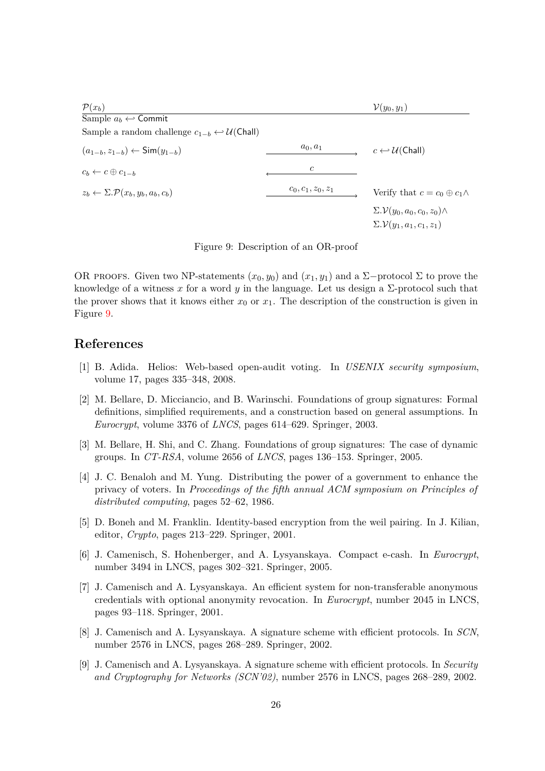| $\mathcal{P}(x_b)$ | | $\mathcal{V}(y_0, y_1)$ |
|---|---|---|
| Sample $a_b \hookleftarrow \mathsf{Commit}$ | | |
| Sample a random challenge $c_{1-b} \hookleftarrow \mathcal{U}(\mathsf{Chall})$ | | |
| $(a_{1-b}, z_{1-b}) \leftarrow \mathsf{Sim}(y_{1-b})$ | $\xrightarrow{a_0, a_1}$ | $c \hookleftarrow \mathcal{U}(\mathsf{Chall})$ |
| $c_b \leftarrow c \oplus c_{1-b}$ | $\xleftarrow{c}$ | |
| $z_b \leftarrow \Sigma.\mathcal{P}(x_b, y_b, a_b, c_b)$ | $\xrightarrow{c_0, c_1, z_0, z_1}$ | Verify that $c = c_0 \oplus c_1 \wedge$ |
| | | $\Sigma.\mathcal{V}(y_0, a_0, c_0, z_0) \wedge$ |
| | | $\Sigma.\mathcal{V}(y_1, a_1, c_1, z_1)$ |

Figure 9: Description of an OR-proof

OR PROOFS. Given two NP-statements $(x_0, y_0)$ and $(x_1, y_1)$ and a $\Sigma-$protocol $\Sigma$ to prove the knowledge of a witness $x$ for a word $y$ in the language. Let us design a $\Sigma$-protocol such that the prover shows that it knows either $x_0$ or $x_1$. The description of the construction is given in Figure 9.

## References

[1] B. Adida. Helios: Web-based open-audit voting. In *USENIX security symposium*, volume 17, pages 335–348, 2008.

[2] M. Bellare, D. Micciancio, and B. Warinschi. Foundations of group signatures: Formal definitions, simplified requirements, and a construction based on general assumptions. In *Eurocrypt*, volume 3376 of *LNCS*, pages 614–629. Springer, 2003.

[3] M. Bellare, H. Shi, and C. Zhang. Foundations of group signatures: The case of dynamic groups. In *CT-RSA*, volume 2656 of *LNCS*, pages 136–153. Springer, 2005.

[4] J. C. Benaloh and M. Yung. Distributing the power of a government to enhance the privacy of voters. In *Proceedings of the fifth annual ACM symposium on Principles of distributed computing*, pages 52–62, 1986.

[5] D. Boneh and M. Franklin. Identity-based encryption from the weil pairing. In J. Kilian, editor, *Crypto*, pages 213–229. Springer, 2001.

[6] J. Camenisch, S. Hohenberger, and A. Lysyanskaya. Compact e-cash. In *Eurocrypt*, number 3494 in LNCS, pages 302–321. Springer, 2005.

[7] J. Camenisch and A. Lysyanskaya. An efficient system for non-transferable anonymous credentials with optional anonymity revocation. In *Eurocrypt*, number 2045 in LNCS, pages 93–118. Springer, 2001.

[8] J. Camenisch and A. Lysyanskaya. A signature scheme with efficient protocols. In *SCN*, number 2576 in LNCS, pages 268–289. Springer, 2002.

[9] J. Camenisch and A. Lysyanskaya. A signature scheme with efficient protocols. In *Security and Cryptography for Networks (SCN'02)*, number 2576 in LNCS, pages 268–289, 2002.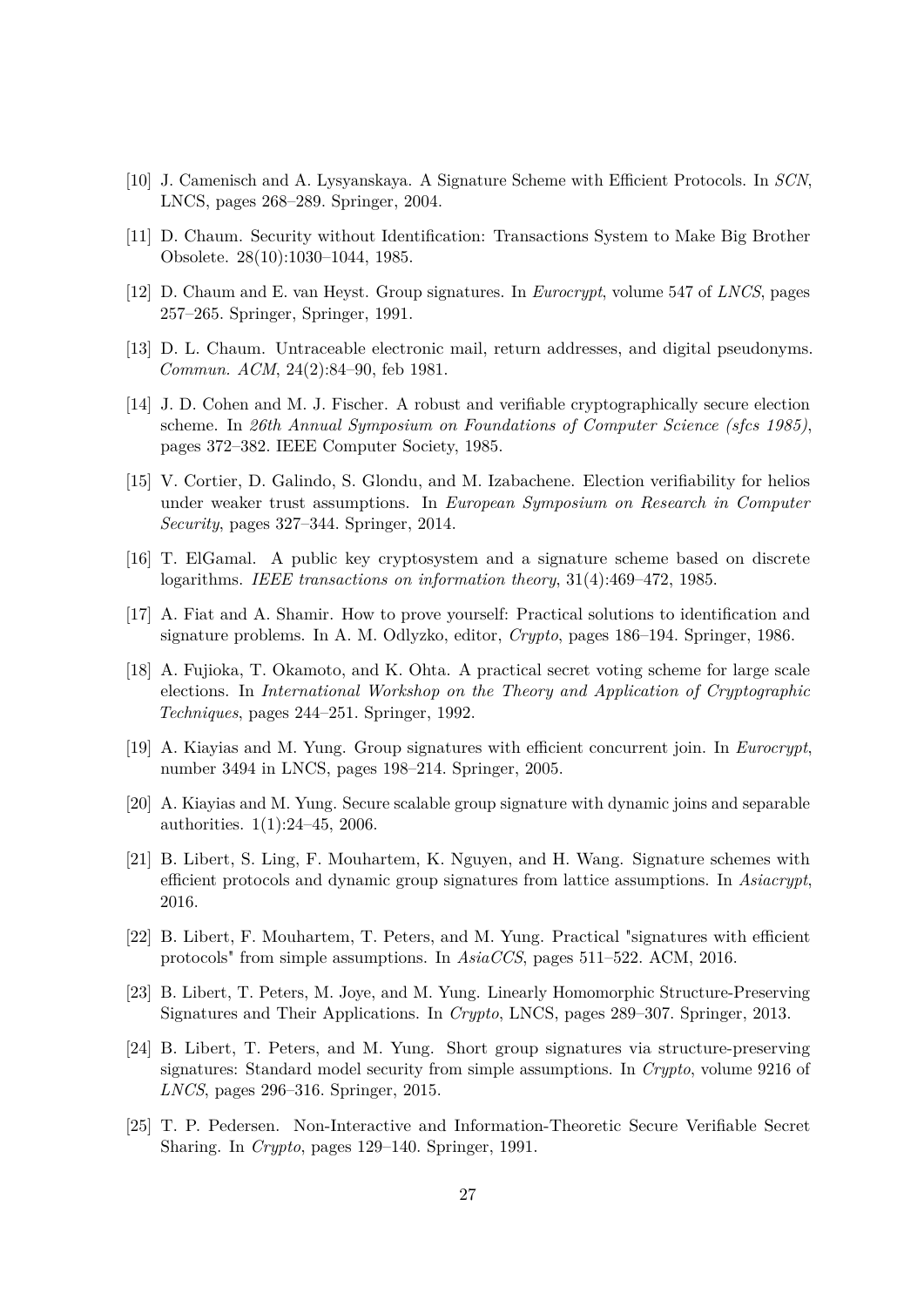[10] J. Camenisch and A. Lysyanskaya. A Signature Scheme with Efficient Protocols. In *SCN*, LNCS, pages 268–289. Springer, 2004.

[11] D. Chaum. Security without Identification: Transactions System to Make Big Brother Obsolete. 28(10):1030–1044, 1985.

[12] D. Chaum and E. van Heyst. Group signatures. In *Eurocrypt*, volume 547 of *LNCS*, pages 257–265. Springer, Springer, 1991.

[13] D. L. Chaum. Untraceable electronic mail, return addresses, and digital pseudonyms. *Commun. ACM*, 24(2):84–90, feb 1981.

[14] J. D. Cohen and M. J. Fischer. A robust and verifiable cryptographically secure election scheme. In *26th Annual Symposium on Foundations of Computer Science (sfcs 1985)*, pages 372–382. IEEE Computer Society, 1985.

[15] V. Cortier, D. Galindo, S. Glondu, and M. Izabachene. Election verifiability for helios under weaker trust assumptions. In *European Symposium on Research in Computer Security*, pages 327–344. Springer, 2014.

[16] T. ElGamal. A public key cryptosystem and a signature scheme based on discrete logarithms. *IEEE transactions on information theory*, 31(4):469–472, 1985.

[17] A. Fiat and A. Shamir. How to prove yourself: Practical solutions to identification and signature problems. In A. M. Odlyzko, editor, *Crypto*, pages 186–194. Springer, 1986.

[18] A. Fujioka, T. Okamoto, and K. Ohta. A practical secret voting scheme for large scale elections. In *International Workshop on the Theory and Application of Cryptographic Techniques*, pages 244–251. Springer, 1992.

[19] A. Kiayias and M. Yung. Group signatures with efficient concurrent join. In *Eurocrypt*, number 3494 in LNCS, pages 198–214. Springer, 2005.

[20] A. Kiayias and M. Yung. Secure scalable group signature with dynamic joins and separable authorities. 1(1):24–45, 2006.

[21] B. Libert, S. Ling, F. Mouhartem, K. Nguyen, and H. Wang. Signature schemes with efficient protocols and dynamic group signatures from lattice assumptions. In *Asiacrypt*, 2016.

[22] B. Libert, F. Mouhartem, T. Peters, and M. Yung. Practical "signatures with efficient protocols" from simple assumptions. In *AsiaCCS*, pages 511–522. ACM, 2016.

[23] B. Libert, T. Peters, M. Joye, and M. Yung. Linearly Homomorphic Structure-Preserving Signatures and Their Applications. In *Crypto*, LNCS, pages 289–307. Springer, 2013.

[24] B. Libert, T. Peters, and M. Yung. Short group signatures via structure-preserving signatures: Standard model security from simple assumptions. In *Crypto*, volume 9216 of *LNCS*, pages 296–316. Springer, 2015.

[25] T. P. Pedersen. Non-Interactive and Information-Theoretic Secure Verifiable Secret Sharing. In *Crypto*, pages 129–140. Springer, 1991.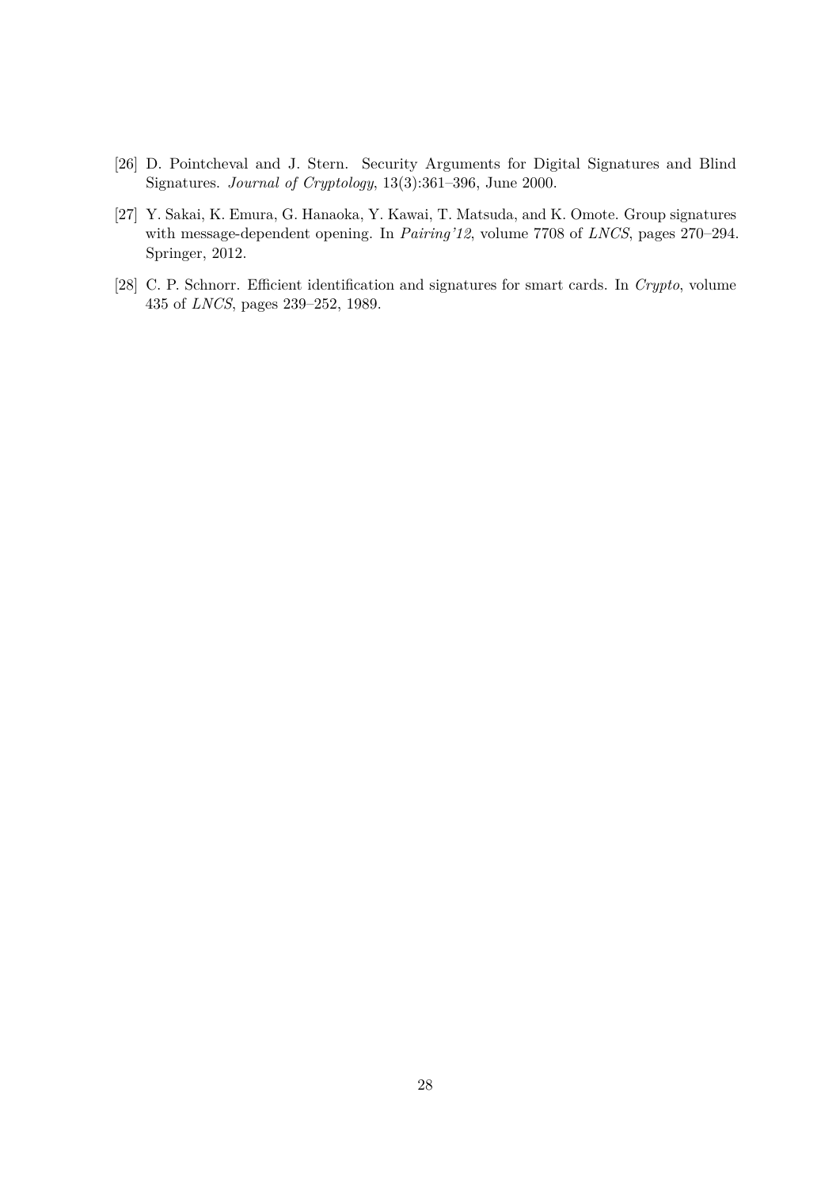[26] D. Pointcheval and J. Stern. Security Arguments for Digital Signatures and Blind Signatures. *Journal of Cryptology*, 13(3):361–396, June 2000.

[27] Y. Sakai, K. Emura, G. Hanaoka, Y. Kawai, T. Matsuda, and K. Omote. Group signatures with message-dependent opening. In *Pairing'12*, volume 7708 of *LNCS*, pages 270–294. Springer, 2012.

[28] C. P. Schnorr. Efficient identification and signatures for smart cards. In *Crypto*, volume 435 of *LNCS*, pages 239–252, 1989.